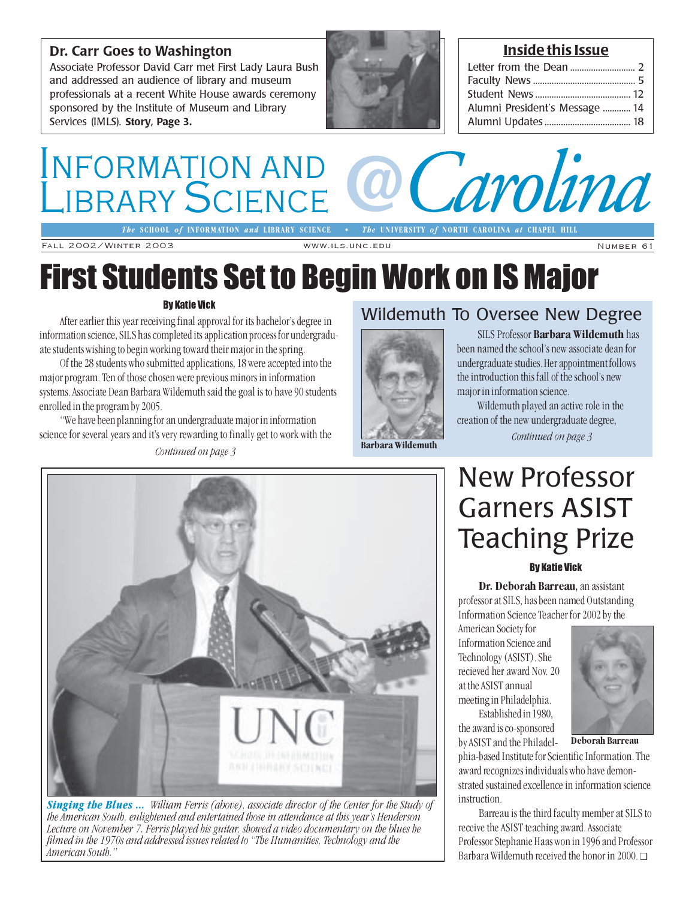## Dr. Carr Goes to Washington

Associate Professor David Carr met First Lady Laura Bush and addressed an audience of library and museum professionals at a recent White House awards ceremony sponsored by the Institute of Museum and Library Services (IMLS). **Story, Page 3.**

### Inside this Issue

- Letter from the Dean .......... 2
- Faculty News .......... 5
- Student News .......... 12
- Alumni President's Message .......... 14
- Alumni Updates .......... 18

# Information and Library Science @Carolina

*The* SCHOOL *of* INFORMATION *and* LIBRARY SCIENCE • *The* UNIVERSITY *of* NORTH CAROLINA *at* CHAPEL HILL

FALL 2002/WINTER 2003 — WWW.ILS.UNC.EDU — NUMBER 61

# First Students Set to Begin Work on IS Major

**By Katie Vick**

After earlier this year receiving final approval for its bachelor's degree in information science, SILS has completed its application process for undergraduate students wishing to begin working toward their major in the spring.

Of the 28 students who submitted applications, 18 were accepted into the major program. Ten of those chosen were previous minors in information systems. Associate Dean Barbara Wildemuth said the goal is to have 90 students enrolled in the program by 2005.

"We have been planning for an undergraduate major in information science for several years and it's very rewarding to finally get to work with the

*Continued on page 3*

## Wildemuth To Oversee New Degree

**Barbara Wildemuth**

SILS Professor **Barbara Wildemuth** has been named the school's new associate dean for undergraduate studies. Her appointment follows the introduction this fall of the school's new major in information science.

Wildemuth played an active role in the creation of the new undergraduate degree,

*Continued on page 3*

***Singing the Blues ...*** *William Ferris (above), associate director of the Center for the Study of the American South, enlightened and entertained those in attendance at this year's Henderson Lecture on November 7. Ferris played his guitar, showed a video documentary on the blues he filmed in the 1970s and addressed issues related to "The Humanities, Technology and the American South."*

## New Professor Garners ASIST Teaching Prize

**By Katie Vick**

**Dr. Deborah Barreau,** an assistant professor at SILS, has been named Outstanding Information Science Teacher for 2002 by the American Society for Information Science and Technology (ASIST). She recieved her award Nov. 20 at the ASIST annual meeting in Philadelphia.

**Deborah Barreau**

Established in 1980, the award is co-sponsored by ASIST and the Philadelphia-based Institute for Scientific Information. The award recognizes individuals who have demonstrated sustained excellence in information science instruction.

Barreau is the third faculty member at SILS to receive the ASIST teaching award. Associate Professor Stephanie Haas won in 1996 and Professor Barbara Wildemuth received the honor in 2000. ❑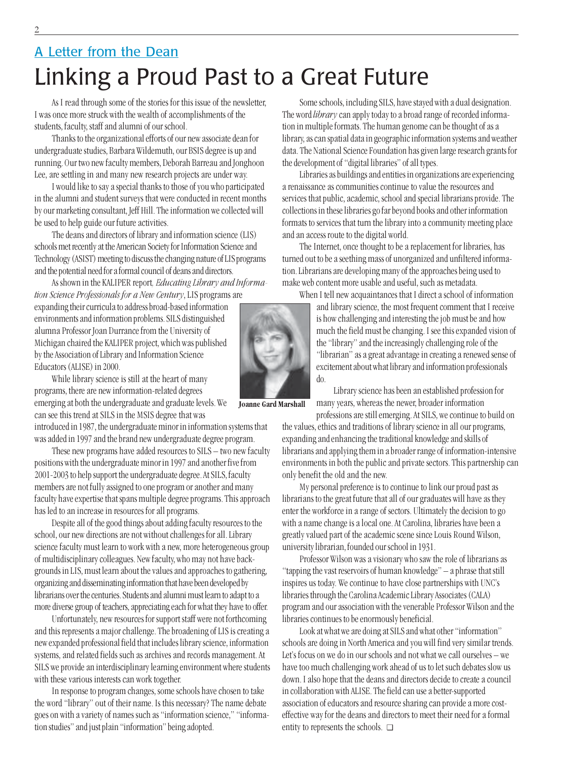## A Letter from the Dean

# Linking a Proud Past to a Great Future

As I read through some of the stories for this issue of the newsletter, I was once more struck with the wealth of accomplishments of the students, faculty, staff and alumni of our school.

Thanks to the organizational efforts of our new associate dean for undergraduate studies, Barbara Wildemuth, our BSIS degree is up and running. Our two new faculty members, Deborah Barreau and Jonghoon Lee, are settling in and many new research projects are under way.

I would like to say a special thanks to those of you who participated in the alumni and student surveys that were conducted in recent months by our marketing consultant, Jeff Hill. The information we collected will be used to help guide our future activities.

The deans and directors of library and information science (LIS) schools met recently at the American Society for Information Science and Technology (ASIST) meeting to discuss the changing nature of LIS programs and the potential need for a formal council of deans and directors.

As shown in the KALIPER report, *Educating Library and Information Science Professionals for a New Century*, LIS programs are expanding their curricula to address broad-based information environments and information problems. SILS distinguished alumna Professor Joan Durrance from the University of Michigan chaired the KALIPER project, which was published by the Association of Library and Information Science Educators (ALISE) in 2000.

While library science is still at the heart of many programs, there are new information-related degrees emerging at both the undergraduate and graduate levels. We can see this trend at SILS in the MSIS degree that was introduced in 1987, the undergraduate minor in information systems that was added in 1997 and the brand new undergraduate degree program.

These new programs have added resources to SILS – two new faculty positions with the undergraduate minor in 1997 and another five from 2001-2003 to help support the undergraduate degree. At SILS, faculty members are not fully assigned to one program or another and many faculty have expertise that spans multiple degree programs. This approach has led to an increase in resources for all programs.

Despite all of the good things about adding faculty resources to the school, our new directions are not without challenges for all. Library science faculty must learn to work with a new, more heterogeneous group of multidisciplinary colleagues. New faculty, who may not have backgrounds in LIS, must learn about the values and approaches to gathering, organizing and disseminating information that have been developed by librarians over the centuries. Students and alumni must learn to adapt to a more diverse group of teachers, appreciating each for what they have to offer.

Unfortunately, new resources for support staff were not forthcoming and this represents a major challenge. The broadening of LIS is creating a new expanded professional field that includes library science, information systems, and related fields such as archives and records management. At SILS we provide an interdisciplinary learning environment where students with these various interests can work together.

In response to program changes, some schools have chosen to take the word "library" out of their name. Is this necessary? The name debate goes on with a variety of names such as "information science," "information studies" and just plain "information" being adopted.

Some schools, including SILS, have stayed with a dual designation. The word *library* can apply today to a broad range of recorded information in multiple formats. The human genome can be thought of as a library, as can spatial data in geographic information systems and weather data. The National Science Foundation has given large research grants for the development of "digital libraries" of all types.

Libraries as buildings and entities in organizations are experiencing a renaissance as communities continue to value the resources and services that public, academic, school and special librarians provide. The collections in these libraries go far beyond books and other information formats to services that turn the library into a community meeting place and an access route to the digital world.

The Internet, once thought to be a replacement for libraries, has turned out to be a seething mass of unorganized and unfiltered information. Librarians are developing many of the approaches being used to make web content more usable and useful, such as metadata.

**Joanne Gard Marshall**

When I tell new acquaintances that I direct a school of information and library science, the most frequent comment that I receive is how challenging and interesting the job must be and how much the field must be changing. I see this expanded vision of the "library" and the increasingly challenging role of the "librarian" as a great advantage in creating a renewed sense of excitement about what library and information professionals do.

Library science has been an established profession for many years, whereas the newer, broader information professions are still emerging. At SILS, we continue to build on the values, ethics and traditions of library science in all our programs, expanding and enhancing the traditional knowledge and skills of librarians and applying them in a broader range of information-intensive environments in both the public and private sectors. This partnership can only benefit the old and the new.

My personal preference is to continue to link our proud past as librarians to the great future that all of our graduates will have as they enter the workforce in a range of sectors. Ultimately the decision to go with a name change is a local one. At Carolina, libraries have been a greatly valued part of the academic scene since Louis Round Wilson, university librarian, founded our school in 1931.

Professor Wilson was a visionary who saw the role of librarians as "tapping the vast reservoirs of human knowledge" – a phrase that still inspires us today. We continue to have close partnerships with UNC's libraries through the Carolina Academic Library Associates (CALA) program and our association with the venerable Professor Wilson and the libraries continues to be enormously beneficial.

Look at what we are doing at SILS and what other "information" schools are doing in North America and you will find very similar trends. Let's focus on we do in our schools and not what we call ourselves – we have too much challenging work ahead of us to let such debates slow us down. I also hope that the deans and directors decide to create a council in collaboration with ALISE. The field can use a better-supported association of educators and resource sharing can provide a more cost-effective way for the deans and directors to meet their need for a formal entity to represents the schools. ❑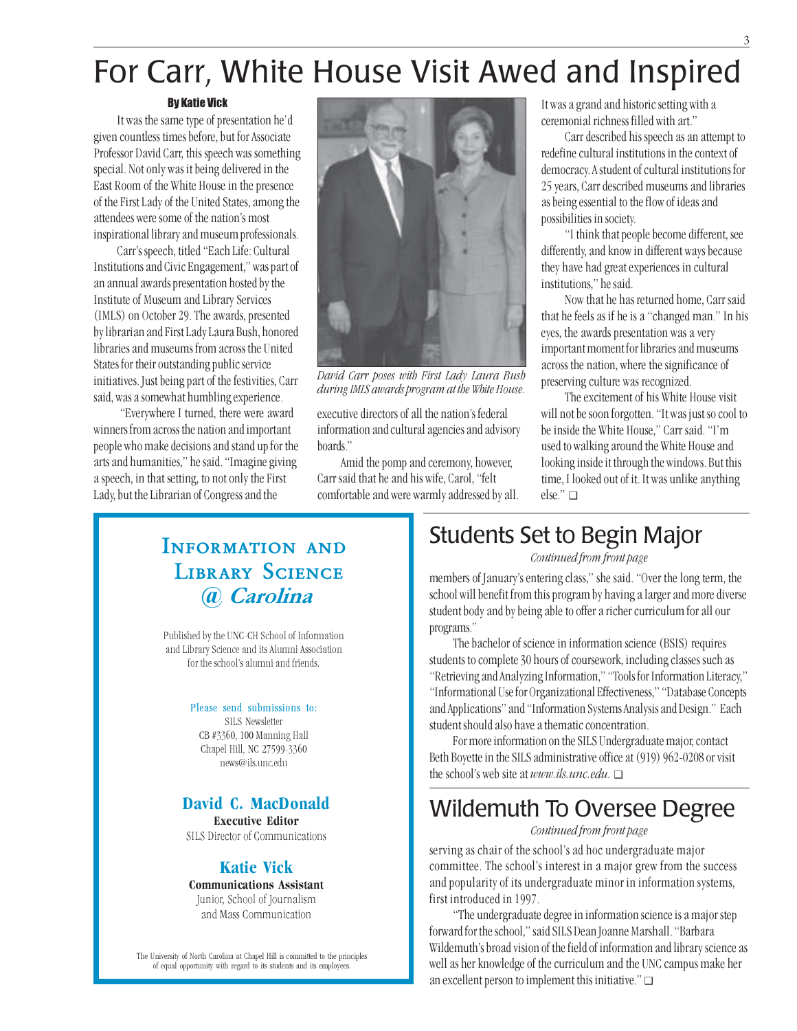# For Carr, White House Visit Awed and Inspired

**By Katie Vick**

It was the same type of presentation he'd given countless times before, but for Associate Professor David Carr, this speech was something special. Not only was it being delivered in the East Room of the White House in the presence of the First Lady of the United States, among the attendees were some of the nation's most inspirational library and museum professionals.

Carr's speech, titled "Each Life: Cultural Institutions and Civic Engagement," was part of an annual awards presentation hosted by the Institute of Museum and Library Services (IMLS) on October 29. The awards, presented by librarian and First Lady Laura Bush, honored libraries and museums from across the United States for their outstanding public service initiatives. Just being part of the festivities, Carr said, was a somewhat humbling experience.

"Everywhere I turned, there were award winners from across the nation and important people who make decisions and stand up for the arts and humanities," he said. "Imagine giving a speech, in that setting, to not only the First Lady, but the Librarian of Congress and the executive directors of all the nation's federal information and cultural agencies and advisory boards."

*David Carr poses with First Lady Laura Bush during IMLS awards program at the White House.*

Amid the pomp and ceremony, however, Carr said that he and his wife, Carol, "felt comfortable and were warmly addressed by all. It was a grand and historic setting with a ceremonial richness filled with art."

Carr described his speech as an attempt to redefine cultural institutions in the context of democracy. A student of cultural institutions for 25 years, Carr described museums and libraries as being essential to the flow of ideas and possibilities in society.

"I think that people become different, see differently, and know in different ways because they have had great experiences in cultural institutions," he said.

Now that he has returned home, Carr said that he feels as if he is a "changed man." In his eyes, the awards presentation was a very important moment for libraries and museums across the nation, where the significance of preserving culture was recognized.

The excitement of his White House visit will not be soon forgotten. "It was just so cool to be inside the White House," Carr said. "I'm used to walking around the White House and looking inside it through the windows. But this time, I looked out of it. It was unlike anything else." ❑

---

## Information and Library Science @ *Carolina*

Published by the UNC-CH School of Information and Library Science and its Alumni Association for the school's alumni and friends.

Please send submissions to:
SILS Newsletter
CB #3360, 100 Manning Hall
Chapel Hill, NC 27599-3360
news@ils.unc.edu

**David C. MacDonald**
**Executive Editor**
SILS Director of Communications

**Katie Vick**
**Communications Assistant**
Junior, School of Journalism and Mass Communication

The University of North Carolina at Chapel Hill is committed to the principles of equal opportunity with regard to its students and its employees.

---

# Students Set to Begin Major

*Continued from front page*

members of January's entering class," she said. "Over the long term, the school will benefit from this program by having a larger and more diverse student body and by being able to offer a richer curriculum for all our programs."

The bachelor of science in information science (BSIS) requires students to complete 30 hours of coursework, including classes such as "Retrieving and Analyzing Information," "Tools for Information Literacy," "Informational Use for Organizational Effectiveness," "Database Concepts and Applications" and "Information Systems Analysis and Design." Each student should also have a thematic concentration.

For more information on the SILS Undergraduate major, contact Beth Boyette in the SILS administrative office at (919) 962-0208 or visit the school's web site at *www.ils.unc.edu*. ❑

# Wildemuth To Oversee Degree

*Continued from front page*

serving as chair of the school's ad hoc undergraduate major committee. The school's interest in a major grew from the success and popularity of its undergraduate minor in information systems, first introduced in 1997.

"The undergraduate degree in information science is a major step forward for the school," said SILS Dean Joanne Marshall. "Barbara Wildemuth's broad vision of the field of information and library science as well as her knowledge of the curriculum and the UNC campus make her an excellent person to implement this initiative." ❑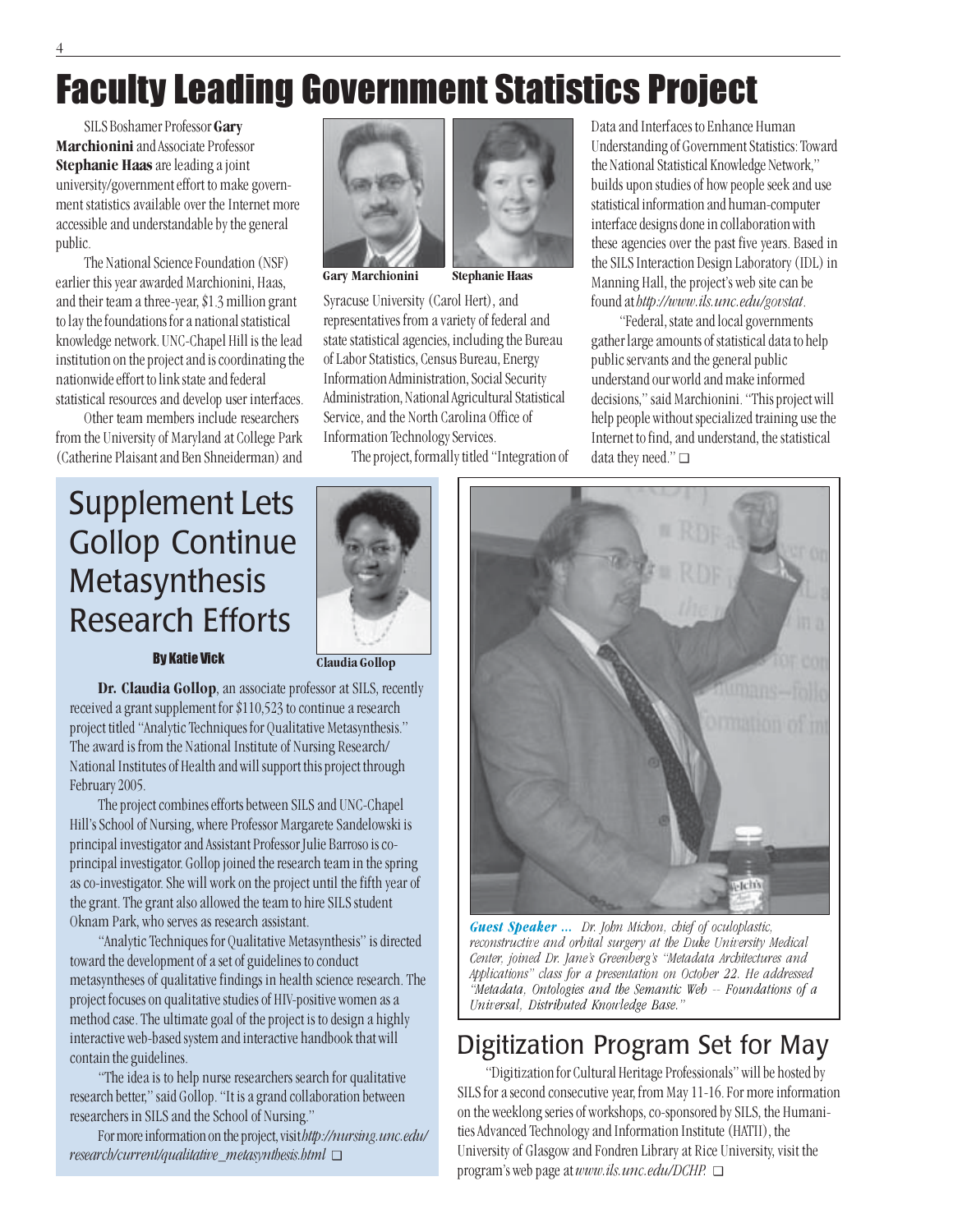# Faculty Leading Government Statistics Project

SILS Boshamer Professor **Gary Marchionini** and Associate Professor **Stephanie Haas** are leading a joint university/government effort to make government statistics available over the Internet more accessible and understandable by the general public.

The National Science Foundation (NSF) earlier this year awarded Marchionini, Haas, and their team a three-year, $1.3 million grant to lay the foundations for a national statistical knowledge network. UNC-Chapel Hill is the lead institution on the project and is coordinating the nationwide effort to link state and federal statistical resources and develop user interfaces.

Other team members include researchers from the University of Maryland at College Park (Catherine Plaisant and Ben Shneiderman) and Syracuse University (Carol Hert), and representatives from a variety of federal and state statistical agencies, including the Bureau of Labor Statistics, Census Bureau, Energy Information Administration, Social Security Administration, National Agricultural Statistical Service, and the North Carolina Office of Information Technology Services.

**Gary Marchionini** **Stephanie Haas**

The project, formally titled "Integration of Data and Interfaces to Enhance Human Understanding of Government Statistics: Toward the National Statistical Knowledge Network," builds upon studies of how people seek and use statistical information and human-computer interface designs done in collaboration with these agencies over the past five years. Based in the SILS Interaction Design Laboratory (IDL) in Manning Hall, the project's web site can be found at *http://www.ils.unc.edu/govstat*.

"Federal, state and local governments gather large amounts of statistical data to help public servants and the general public understand our world and make informed decisions," said Marchionini. "This project will help people without specialized training use the Internet to find, and understand, the statistical data they need." ❑

## Supplement Lets Gollop Continue Metasynthesis Research Efforts

**By Katie Vick**

**Claudia Gollop**

**Dr. Claudia Gollop**, an associate professor at SILS, recently received a grant supplement for $110,523 to continue a research project titled "Analytic Techniques for Qualitative Metasynthesis." The award is from the National Institute of Nursing Research/ National Institutes of Health and will support this project through February 2005.

The project combines efforts between SILS and UNC-Chapel Hill's School of Nursing, where Professor Margarete Sandelowski is principal investigator and Assistant Professor Julie Barroso is co-principal investigator. Gollop joined the research team in the spring as co-investigator. She will work on the project until the fifth year of the grant. The grant also allowed the team to hire SILS student Oknam Park, who serves as research assistant.

"Analytic Techniques for Qualitative Metasynthesis" is directed toward the development of a set of guidelines to conduct metasyntheses of qualitative findings in health science research. The project focuses on qualitative studies of HIV-positive women as a method case. The ultimate goal of the project is to design a highly interactive web-based system and interactive handbook that will contain the guidelines.

"The idea is to help nurse researchers search for qualitative research better," said Gollop. "It is a grand collaboration between researchers in SILS and the School of Nursing."

For more information on the project, visit *http://nursing.unc.edu/research/current/qualitative_metasynthesis.html* ❑

***Guest Speaker ...*** *Dr. John Michon, chief of oculoplastic, reconstructive and orbital surgery at the Duke University Medical Center, joined Dr. Jane's Greenberg's "Metadata Architectures and Applications" class for a presentation on October 22. He addressed "Metadata, Ontologies and the Semantic Web -- Foundations of a Universal, Distributed Knowledge Base."*

## Digitization Program Set for May

"Digitization for Cultural Heritage Professionals" will be hosted by SILS for a second consecutive year, from May 11-16. For more information on the weeklong series of workshops, co-sponsored by SILS, the Humanities Advanced Technology and Information Institute (HATII), the University of Glasgow and Fondren Library at Rice University, visit the program's web page at *www.ils.unc.edu/DCHP.* ❑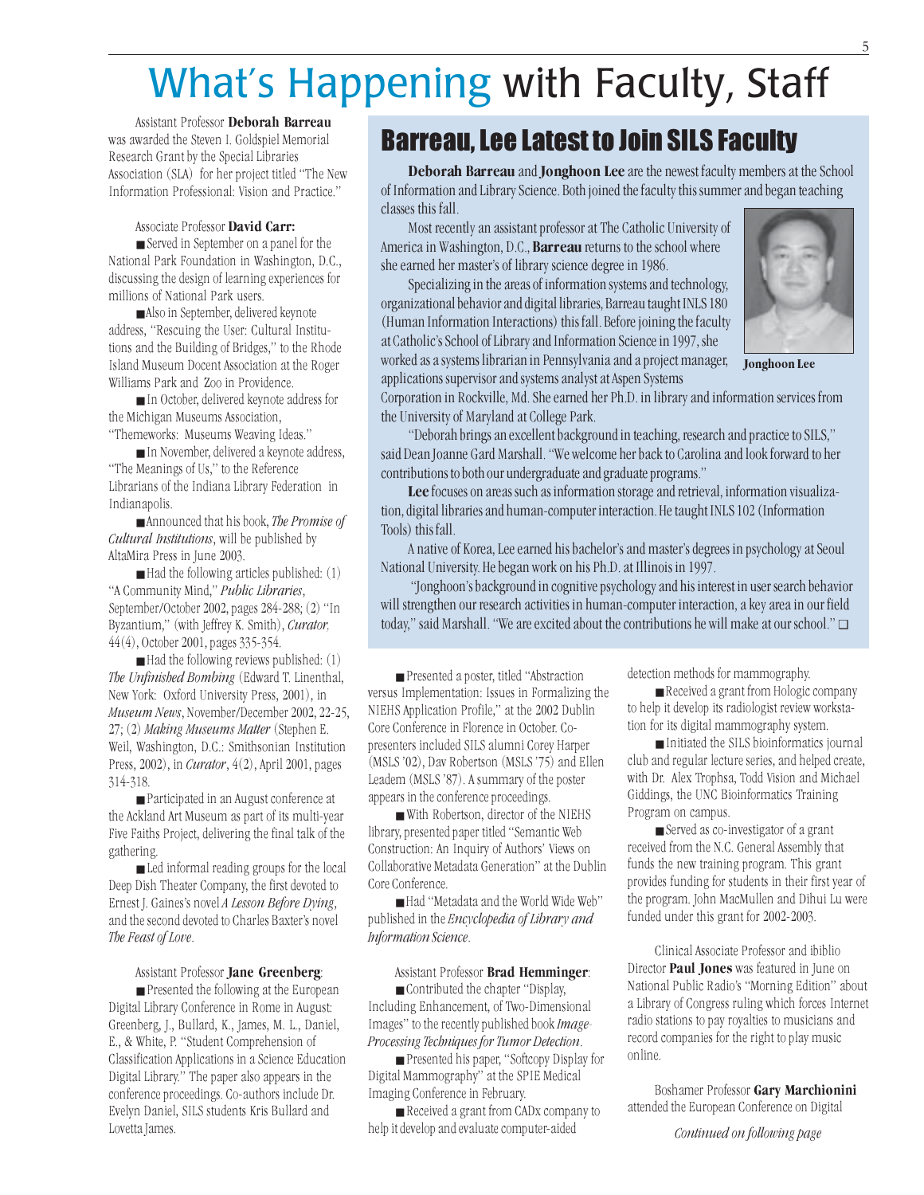// What's Happening with Faculty, Staff

Assistant Professor **Deborah Barreau** was awarded the Steven I. Goldspiel Memorial Research Grant by the Special Libraries Association (SLA) for her project titled "The New Information Professional: Vision and Practice."

Associate Professor **David Carr:**

- Served in September on a panel for the National Park Foundation in Washington, D.C., discussing the design of learning experiences for millions of National Park users.
- Also in September, delivered keynote address, "Rescuing the User: Cultural Institutions and the Building of Bridges," to the Rhode Island Museum Docent Association at the Roger Williams Park and Zoo in Providence.
- In October, delivered keynote address for the Michigan Museums Association, "Themeworks: Museums Weaving Ideas."
- In November, delivered a keynote address, "The Meanings of Us," to the Reference Librarians of the Indiana Library Federation in Indianapolis.
- Announced that his book, *The Promise of Cultural Institutions*, will be published by AltaMira Press in June 2003.
- Had the following articles published: (1) "A Community Mind," *Public Libraries*, September/October 2002, pages 284-288; (2) "In Byzantium," (with Jeffrey K. Smith), *Curator*, 44(4), October 2001, pages 335-354.
- Had the following reviews published: (1) *The Unfinished Bombing* (Edward T. Linenthal, New York: Oxford University Press, 2001), in *Museum News*, November/December 2002, 22-25, 27; (2) *Making Museums Matter* (Stephen E. Weil, Washington, D.C.: Smithsonian Institution Press, 2002), in *Curator*, 4(2), April 2001, pages 314-318.
- Participated in an August conference at the Ackland Art Museum as part of its multi-year Five Faiths Project, delivering the final talk of the gathering.
- Led informal reading groups for the local Deep Dish Theater Company, the first devoted to Ernest J. Gaines's novel *A Lesson Before Dying*, and the second devoted to Charles Baxter's novel *The Feast of Love*.

Assistant Professor **Jane Greenberg**:

- Presented the following at the European Digital Library Conference in Rome in August: Greenberg, J., Bullard, K., James, M. L., Daniel, E., & White, P. "Student Comprehension of Classification Applications in a Science Education Digital Library." The paper also appears in the conference proceedings. Co-authors include Dr. Evelyn Daniel, SILS students Kris Bullard and Lovetta James.
- Presented a poster, titled "Abstraction versus Implementation: Issues in Formalizing the NIEHS Application Profile," at the 2002 Dublin Core Conference in Florence in October. Co-presenters included SILS alumni Corey Harper (MSLS '02), Dav Robertson (MSLS '75) and Ellen Leadem (MSLS '87). A summary of the poster appears in the conference proceedings.
- With Robertson, director of the NIEHS library, presented paper titled "Semantic Web Construction: An Inquiry of Authors' Views on Collaborative Metadata Generation" at the Dublin Core Conference.
- Had "Metadata and the World Wide Web" published in the *Encyclopedia of Library and Information Science*.

Assistant Professor **Brad Hemminger**:

- Contributed the chapter "Display, Including Enhancement, of Two-Dimensional Images" to the recently published book *Image-Processing Techniques for Tumor Detection*.
- Presented his paper, "Softcopy Display for Digital Mammography" at the SPIE Medical Imaging Conference in February.
- Received a grant from CADx company to help it develop and evaluate computer-aided detection methods for mammography.
- Received a grant from Hologic company to help it develop its radiologist review workstation for its digital mammography system.
- Initiated the SILS bioinformatics journal club and regular lecture series, and helped create, with Dr. Alex Trophsa, Todd Vision and Michael Giddings, the UNC Bioinformatics Training Program on campus.
- Served as co-investigator of a grant received from the N.C. General Assembly that funds the new training program. This grant provides funding for students in their first year of the program. John MacMullen and Dihui Lu were funded under this grant for 2002-2003.

Clinical Associate Professor and ibiblio Director **Paul Jones** was featured in June on National Public Radio's "Morning Edition" about a Library of Congress ruling which forces Internet radio stations to pay royalties to musicians and record companies for the right to play music online.

Boshamer Professor **Gary Marchionini** attended the European Conference on Digital

*Continued on following page*

## Barreau, Lee Latest to Join SILS Faculty

**Deborah Barreau** and **Jonghoon Lee** are the newest faculty members at the School of Information and Library Science. Both joined the faculty this summer and began teaching classes this fall.

Most recently an assistant professor at The Catholic University of America in Washington, D.C., **Barreau** returns to the school where she earned her master's of library science degree in 1986.

Specializing in the areas of information systems and technology, organizational behavior and digital libraries, Barreau taught INLS 180 (Human Information Interactions) this fall. Before joining the faculty at Catholic's School of Library and Information Science in 1997, she worked as a systems librarian in Pennsylvania and a project manager, applications supervisor and systems analyst at Aspen Systems Corporation in Rockville, Md. She earned her Ph.D. in library and information services from the University of Maryland at College Park.

**Jonghoon Lee**

"Deborah brings an excellent background in teaching, research and practice to SILS," said Dean Joanne Gard Marshall. "We welcome her back to Carolina and look forward to her contributions to both our undergraduate and graduate programs."

**Lee** focuses on areas such as information storage and retrieval, information visualization, digital libraries and human-computer interaction. He taught INLS 102 (Information Tools) this fall.

A native of Korea, Lee earned his bachelor's and master's degrees in psychology at Seoul National University. He began work on his Ph.D. at Illinois in 1997.

"Jonghoon's background in cognitive psychology and his interest in user search behavior will strengthen our research activities in human-computer interaction, a key area in our field today," said Marshall. "We are excited about the contributions he will make at our school." ❑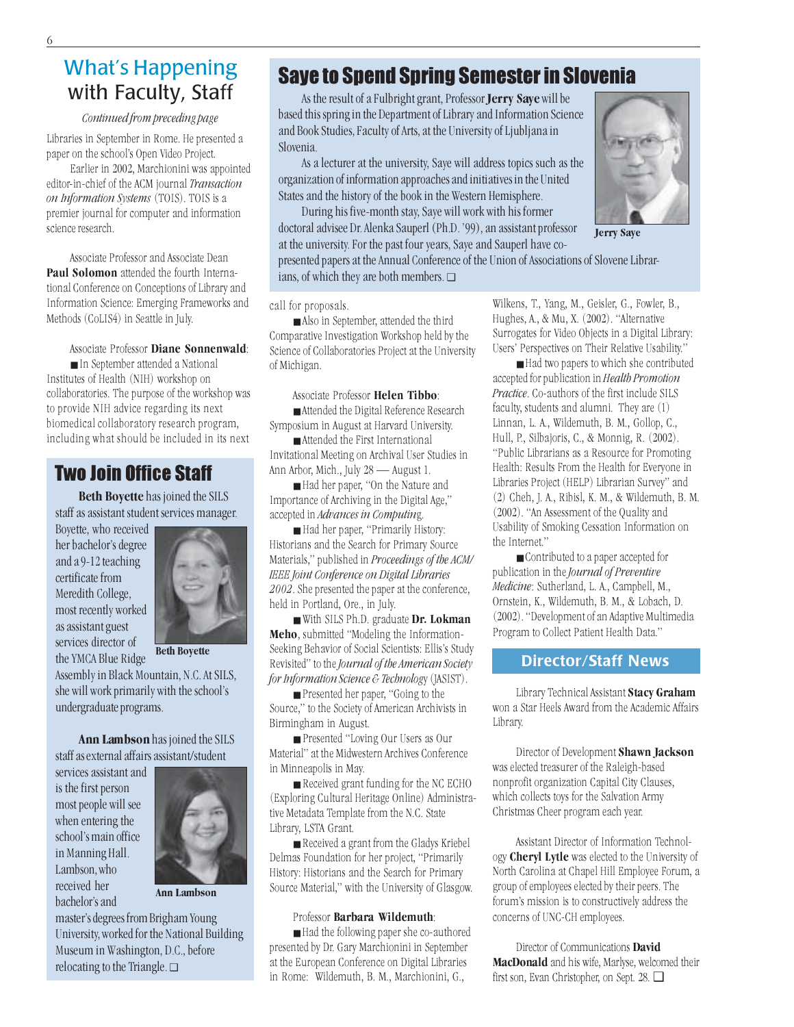## What's Happening with Faculty, Staff

*Continued from preceding page*

Libraries in September in Rome. He presented a paper on the school's Open Video Project.

Earlier in 2002, Marchionini was appointed editor-in-chief of the ACM journal *Transaction on Information Systems* (TOIS). TOIS is a premier journal for computer and information science research.

Associate Professor and Associate Dean **Paul Solomon** attended the fourth International Conference on Conceptions of Library and Information Science: Emerging Frameworks and Methods (CoLIS4) in Seattle in July.

Associate Professor **Diane Sonnenwald**:

■ In September attended a National Institutes of Health (NIH) workshop on collaboratories. The purpose of the workshop was to provide NIH advice regarding its next biomedical collaboratory research program, including what should be included in its next call for proposals.

■ Also in September, attended the third Comparative Investigation Workshop held by the Science of Collaboratories Project at the University of Michigan.

Associate Professor **Helen Tibbo**:

■ Attended the Digital Reference Research Symposium in August at Harvard University.

■ Attended the First International Invitational Meeting on Archival User Studies in Ann Arbor, Mich., July 28 — August 1.

■ Had her paper, "On the Nature and Importance of Archiving in the Digital Age," accepted in *Advances in Computing*.

■ Had her paper, "Primarily History: Historians and the Search for Primary Source Materials," published in *Proceedings of the ACM/IEEE Joint Conference on Digital Libraries 2002*. She presented the paper at the conference, held in Portland, Ore., in July.

■ With SILS Ph.D. graduate **Dr. Lokman Meho**, submitted "Modeling the Information-Seeking Behavior of Social Scientists: Ellis's Study Revisited" to the *Journal of the American Society for Information Science & Technology* (JASIST).

■ Presented her paper, "Going to the Source," to the Society of American Archivists in Birmingham in August.

■ Presented "Loving Our Users as Our Material" at the Midwestern Archives Conference in Minneapolis in May.

■ Received grant funding for the NC ECHO (Exploring Cultural Heritage Online) Administrative Metadata Template from the N.C. State Library, LSTA Grant.

■ Received a grant from the Gladys Kriebel Delmas Foundation for her project, "Primarily History: Historians and the Search for Primary Source Material," with the University of Glasgow.

Professor **Barbara Wildemuth**:

■ Had the following paper she co-authored presented by Dr. Gary Marchionini in September at the European Conference on Digital Libraries in Rome: Wildemuth, B. M., Marchionini, G., Wilkens, T., Yang, M., Geisler, G., Fowler, B., Hughes, A., & Mu, X. (2002). "Alternative Surrogates for Video Objects in a Digital Library: Users' Perspectives on Their Relative Usability."

■ Had two papers to which she contributed accepted for publication in *Health Promotion Practice*. Co-authors of the first include SILS faculty, students and alumni. They are (1) Linnan, L. A., Wildemuth, B. M., Gollop, C., Hull, P., Silbajoris, C., & Monnig, R. (2002). "Public Librarians as a Resource for Promoting Health: Results From the Health for Everyone in Libraries Project (HELP) Librarian Survey" and (2) Cheh, J. A., Ribisl, K. M., & Wildemuth, B. M. (2002). "An Assessment of the Quality and Usability of Smoking Cessation Information on the Internet."

■ Contributed to a paper accepted for publication in the *Journal of Preventive Medicine*: Sutherland, L. A., Campbell, M., Ornstein, K., Wildemuth, B. M., & Lobach, D. (2002). "Development of an Adaptive Multimedia Program to Collect Patient Health Data." ❑

## Saye to Spend Spring Semester in Slovenia

As the result of a Fulbright grant, Professor **Jerry Saye** will be based this spring in the Department of Library and Information Science and Book Studies, Faculty of Arts, at the University of Ljubljana in Slovenia.

As a lecturer at the university, Saye will address topics such as the organization of information approaches and initiatives in the United States and the history of the book in the Western Hemisphere.

During his five-month stay, Saye will work with his former doctoral advisee Dr. Alenka Sauperl (Ph.D. '99), an assistant professor at the university. For the past four years, Saye and Sauperl have co-presented papers at the Annual Conference of the Union of Associations of Slovene Librarians, of which they are both members. ❑

**Jerry Saye**

## Two Join Office Staff

**Beth Boyette** has joined the SILS staff as assistant student services manager. Boyette, who received her bachelor's degree and a 9-12 teaching certificate from Meredith College, most recently worked as assistant guest services director of the YMCA Blue Ridge Assembly in Black Mountain, N.C. At SILS, she will work primarily with the school's undergraduate programs.

**Beth Boyette**

**Ann Lambson** has joined the SILS staff as external affairs assistant/student services assistant and is the first person most people will see when entering the school's main office in Manning Hall. Lambson, who received her bachelor's and master's degrees from Brigham Young University, worked for the National Building Museum in Washington, D.C., before relocating to the Triangle. ❑

**Ann Lambson**

## Director/Staff News

Library Technical Assistant **Stacy Graham** won a Star Heels Award from the Academic Affairs Library.

Director of Development **Shawn Jackson** was elected treasurer of the Raleigh-based nonprofit organization Capital City Clauses, which collects toys for the Salvation Army Christmas Cheer program each year.

Assistant Director of Information Technology **Cheryl Lytle** was elected to the University of North Carolina at Chapel Hill Employee Forum, a group of employees elected by their peers. The forum's mission is to constructively address the concerns of UNC-CH employees.

Director of Communications **David MacDonald** and his wife, Marlyse, welcomed their first son, Evan Christopher, on Sept. 28. ❑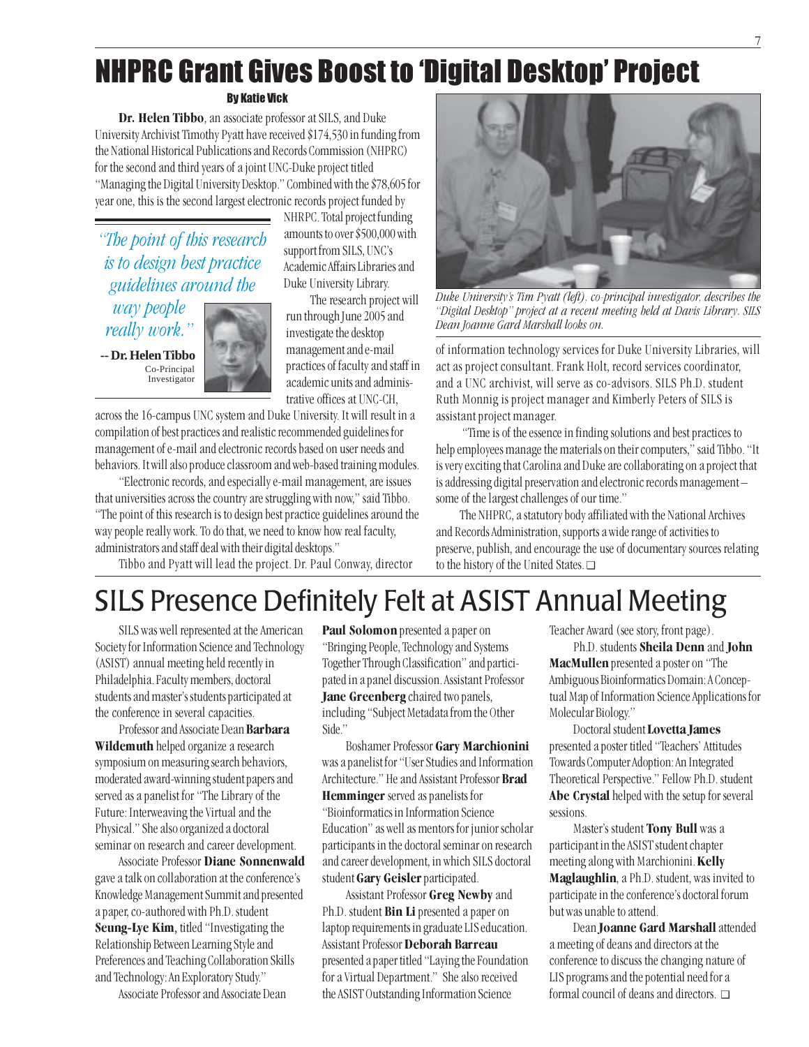# NHPRC Grant Gives Boost to 'Digital Desktop' Project

**By Katie Vick**

**Dr. Helen Tibbo**, an associate professor at SILS, and Duke University Archivist Timothy Pyatt have received $174,530 in funding from the National Historical Publications and Records Commission (NHPRC) for the second and third years of a joint UNC-Duke project titled "Managing the Digital University Desktop." Combined with the $78,605 for year one, this is the second largest electronic records project funded by NHPRC. Total project funding amounts to over $500,000 with support from SILS, UNC's Academic Affairs Libraries and Duke University Library.

> *"The point of this research is to design best practice guidelines around the way people really work."*
>
> -- **Dr. Helen Tibbo**, Co-Principal Investigator

The research project will run through June 2005 and investigate the desktop management and e-mail practices of faculty and staff in academic units and administrative offices at UNC-CH, across the 16-campus UNC system and Duke University. It will result in a compilation of best practices and realistic recommended guidelines for management of e-mail and electronic records based on user needs and behaviors. It will also produce classroom and web-based training modules.

"Electronic records, and especially e-mail management, are issues that universities across the country are struggling with now," said Tibbo. "The point of this research is to design best practice guidelines around the way people really work. To do that, we need to know how real faculty, administrators and staff deal with their digital desktops."

Tibbo and Pyatt will lead the project. Dr. Paul Conway, director of information technology services for Duke University Libraries, will act as project consultant. Frank Holt, record services coordinator, and a UNC archivist, will serve as co-advisors. SILS Ph.D. student Ruth Monnig is project manager and Kimberly Peters of SILS is assistant project manager.

*Duke University's Tim Pyatt (left), co-principal investigator, describes the "Digital Desktop" project at a recent meeting held at Davis Library. SILS Dean Joanne Gard Marshall looks on.*

"Time is of the essence in finding solutions and best practices to help employees manage the materials on their computers," said Tibbo. "It is very exciting that Carolina and Duke are collaborating on a project that is addressing digital preservation and electronic records management – some of the largest challenges of our time."

The NHPRC, a statutory body affiliated with the National Archives and Records Administration, supports a wide range of activities to preserve, publish, and encourage the use of documentary sources relating to the history of the United States. ❑

# SILS Presence Definitely Felt at ASIST Annual Meeting

SILS was well represented at the American Society for Information Science and Technology (ASIST) annual meeting held recently in Philadelphia. Faculty members, doctoral students and master's students participated at the conference in several capacities.

Professor and Associate Dean **Barbara Wildemuth** helped organize a research symposium on measuring search behaviors, moderated award-winning student papers and served as a panelist for "The Library of the Future: Interweaving the Virtual and the Physical." She also organized a doctoral seminar on research and career development.

Associate Professor **Diane Sonnenwald** gave a talk on collaboration at the conference's Knowledge Management Summit and presented a paper, co-authored with Ph.D. student **Seung-Lye Kim**, titled "Investigating the Relationship Between Learning Style and Preferences and Teaching Collaboration Skills and Technology: An Exploratory Study."

Associate Professor and Associate Dean **Paul Solomon** presented a paper on "Bringing People, Technology and Systems Together Through Classification" and participated in a panel discussion. Assistant Professor **Jane Greenberg** chaired two panels, including "Subject Metadata from the Other Side."

Boshamer Professor **Gary Marchionini** was a panelist for "User Studies and Information Architecture." He and Assistant Professor **Brad Hemminger** served as panelists for "Bioinformatics in Information Science Education" as well as mentors for junior scholar participants in the doctoral seminar on research and career development, in which SILS doctoral student **Gary Geisler** participated.

Assistant Professor **Greg Newby** and Ph.D. student **Bin Li** presented a paper on laptop requirements in graduate LIS education. Assistant Professor **Deborah Barreau** presented a paper titled "Laying the Foundation for a Virtual Department." She also received the ASIST Outstanding Information Science Teacher Award (see story, front page).

Ph.D. students **Sheila Denn** and **John MacMullen** presented a poster on "The Ambiguous Bioinformatics Domain: A Conceptual Map of Information Science Applications for Molecular Biology."

Doctoral student **Lovetta James** presented a poster titled "Teachers' Attitudes Towards Computer Adoption: An Integrated Theoretical Perspective." Fellow Ph.D. student **Abe Crystal** helped with the setup for several sessions.

Master's student **Tony Bull** was a participant in the ASIST student chapter meeting along with Marchionini. **Kelly Maglaughlin**, a Ph.D. student, was invited to participate in the conference's doctoral forum but was unable to attend.

Dean **Joanne Gard Marshall** attended a meeting of deans and directors at the conference to discuss the changing nature of LIS programs and the potential need for a formal council of deans and directors. ❑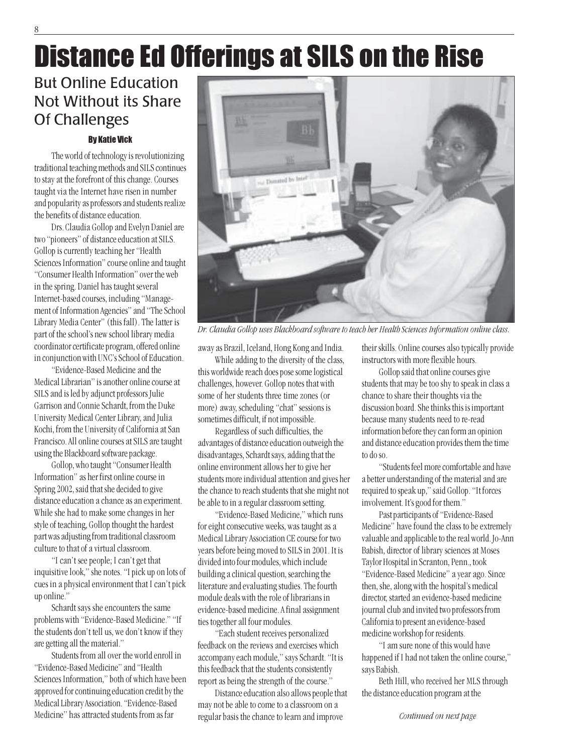# Distance Ed Offerings at SILS on the Rise

## But Online Education Not Without its Share Of Challenges

**By Katie Vick**

The world of technology is revolutionizing traditional teaching methods and SILS continues to stay at the forefront of this change. Courses taught via the Internet have risen in number and popularity as professors and students realize the benefits of distance education.

Drs. Claudia Gollop and Evelyn Daniel are two "pioneers" of distance education at SILS. Gollop is currently teaching her "Health Sciences Information" course online and taught "Consumer Health Information" over the web in the spring. Daniel has taught several Internet-based courses, including "Management of Information Agencies" and "The School Library Media Center" (this fall). The latter is part of the school's new school library media coordinator certificate program, offered online in conjunction with UNC's School of Education.

"Evidence-Based Medicine and the Medical Librarian" is another online course at SILS and is led by adjunct professors Julie Garrison and Connie Schardt, from the Duke University Medical Center Library, and Julia Kochi, from the University of California at San Francisco. All online courses at SILS are taught using the Blackboard software package.

Gollop, who taught "Consumer Health Information" as her first online course in Spring 2002, said that she decided to give distance education a chance as an experiment. While she had to make some changes in her style of teaching, Gollop thought the hardest part was adjusting from traditional classroom culture to that of a virtual classroom.

"I can't see people; I can't get that inquisitive look," she notes. "I pick up on lots of cues in a physical environment that I can't pick up online."

Schardt says she encounters the same problems with "Evidence-Based Medicine." "If the students don't tell us, we don't know if they are getting all the material."

Students from all over the world enroll in "Evidence-Based Medicine" and "Health Sciences Information," both of which have been approved for continuing education credit by the Medical Library Association. "Evidence-Based Medicine" has attracted students from as far away as Brazil, Iceland, Hong Kong and India.

*Dr. Claudia Gollop uses Blackboard software to teach her Health Sciences Information online class.*

While adding to the diversity of the class, this worldwide reach does pose some logistical challenges, however. Gollop notes that with some of her students three time zones (or more) away, scheduling "chat" sessions is sometimes difficult, if not impossible.

Regardless of such difficulties, the advantages of distance education outweigh the disadvantages, Schardt says, adding that the online environment allows her to give her students more individual attention and gives her the chance to reach students that she might not be able to in a regular classroom setting.

"Evidence-Based Medicine," which runs for eight consecutive weeks, was taught as a Medical Library Association CE course for two years before being moved to SILS in 2001. It is divided into four modules, which include building a clinical question, searching the literature and evaluating studies. The fourth module deals with the role of librarians in evidence-based medicine. A final assignment ties together all four modules.

"Each student receives personalized feedback on the reviews and exercises which accompany each module," says Schardt. "It is this feedback that the students consistently report as being the strength of the course."

Distance education also allows people that may not be able to come to a classroom on a regular basis the chance to learn and improve their skills. Online courses also typically provide instructors with more flexible hours.

Gollop said that online courses give students that may be too shy to speak in class a chance to share their thoughts via the discussion board. She thinks this is important because many students need to re-read information before they can form an opinion and distance education provides them the time to do so.

"Students feel more comfortable and have a better understanding of the material and are required to speak up," said Gollop. "It forces involvement. It's good for them."

Past participants of "Evidence-Based Medicine" have found the class to be extremely valuable and applicable to the real world. Jo-Ann Babish, director of library sciences at Moses Taylor Hospital in Scranton, Penn., took "Evidence-Based Medicine" a year ago. Since then, she, along with the hospital's medical director, started an evidence-based medicine journal club and invited two professors from California to present an evidence-based medicine workshop for residents.

"I am sure none of this would have happened if I had not taken the online course," says Babish.

Beth Hill, who received her MLS through the distance education program at the

*Continued on next page*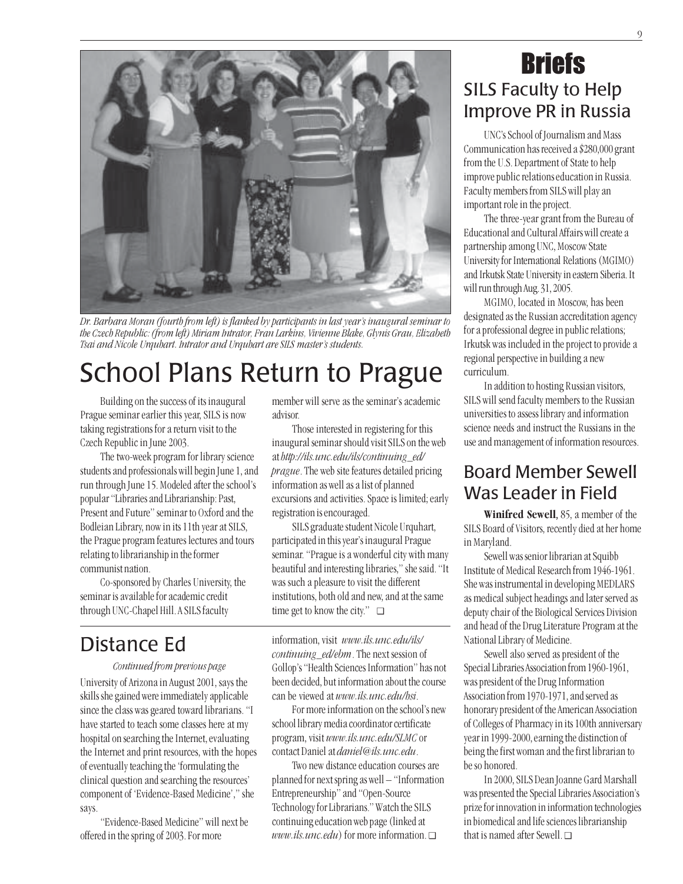*Dr. Barbara Moran (fourth from left) is flanked by participants in last year's inaugural seminar to the Czech Republic: (from left) Miriam Intrator, Fran Larkins, Vivienne Blake, Glynis Grau, Elizabeth Tsai and Nicole Urquhart. Intrator and Urquhart are SILS master's students.*

# School Plans Return to Prague

Building on the success of its inaugural Prague seminar earlier this year, SILS is now taking registrations for a return visit to the Czech Republic in June 2003.

The two-week program for library science students and professionals will begin June 1, and run through June 15. Modeled after the school's popular "Libraries and Librarianship: Past, Present and Future" seminar to Oxford and the Bodleian Library, now in its 11th year at SILS, the Prague program features lectures and tours relating to librarianship in the former communist nation.

Co-sponsored by Charles University, the seminar is available for academic credit through UNC-Chapel Hill. A SILS faculty member will serve as the seminar's academic advisor.

Those interested in registering for this inaugural seminar should visit SILS on the web at *http://ils.unc.edu/ils/continuing_ed/prague*. The web site features detailed pricing information as well as a list of planned excursions and activities. Space is limited; early registration is encouraged.

SILS graduate student Nicole Urquhart, participated in this year's inaugural Prague seminar. "Prague is a wonderful city with many beautiful and interesting libraries," she said. "It was such a pleasure to visit the different institutions, both old and new, and at the same time get to know the city." ❑

## Distance Ed

*Continued from previous page*

University of Arizona in August 2001, says the skills she gained were immediately applicable since the class was geared toward librarians. "I have started to teach some classes here at my hospital on searching the Internet, evaluating the Internet and print resources, with the hopes of eventually teaching the 'formulating the clinical question and searching the resources' component of 'Evidence-Based Medicine'," she says.

"Evidence-Based Medicine" will next be offered in the spring of 2003. For more information, visit *www.ils.unc.edu/ils/continuing_ed/ebm*. The next session of Gollop's "Health Sciences Information" has not been decided, but information about the course can be viewed at *www.ils.unc.edu/hsi*.

For more information on the school's new school library media coordinator certificate program, visit *www.ils.unc.edu/SLMC* or contact Daniel at *daniel@ils.unc.edu*.

Two new distance education courses are planned for next spring as well – "Information Entrepreneurship" and "Open-Source Technology for Librarians." Watch the SILS continuing education web page (linked at *www.ils.unc.edu*) for more information. ❑

# Briefs

## SILS Faculty to Help Improve PR in Russia

UNC's School of Journalism and Mass Communication has received a $280,000 grant from the U.S. Department of State to help improve public relations education in Russia. Faculty members from SILS will play an important role in the project.

The three-year grant from the Bureau of Educational and Cultural Affairs will create a partnership among UNC, Moscow State University for International Relations (MGIMO) and Irkutsk State University in eastern Siberia. It will run through Aug. 31, 2005.

MGIMO, located in Moscow, has been designated as the Russian accreditation agency for a professional degree in public relations; Irkutsk was included in the project to provide a regional perspective in building a new curriculum.

In addition to hosting Russian visitors, SILS will send faculty members to the Russian universities to assess library and information science needs and instruct the Russians in the use and management of information resources.

## Board Member Sewell Was Leader in Field

**Winifred Sewell**, 85, a member of the SILS Board of Visitors, recently died at her home in Maryland.

Sewell was senior librarian at Squibb Institute of Medical Research from 1946-1961. She was instrumental in developing MEDLARS as medical subject headings and later served as deputy chair of the Biological Services Division and head of the Drug Literature Program at the National Library of Medicine.

Sewell also served as president of the Special Libraries Association from 1960-1961, was president of the Drug Information Association from 1970-1971, and served as honorary president of the American Association of Colleges of Pharmacy in its 100th anniversary year in 1999-2000, earning the distinction of being the first woman and the first librarian to be so honored.

In 2000, SILS Dean Joanne Gard Marshall was presented the Special Libraries Association's prize for innovation in information technologies in biomedical and life sciences librarianship that is named after Sewell. ❑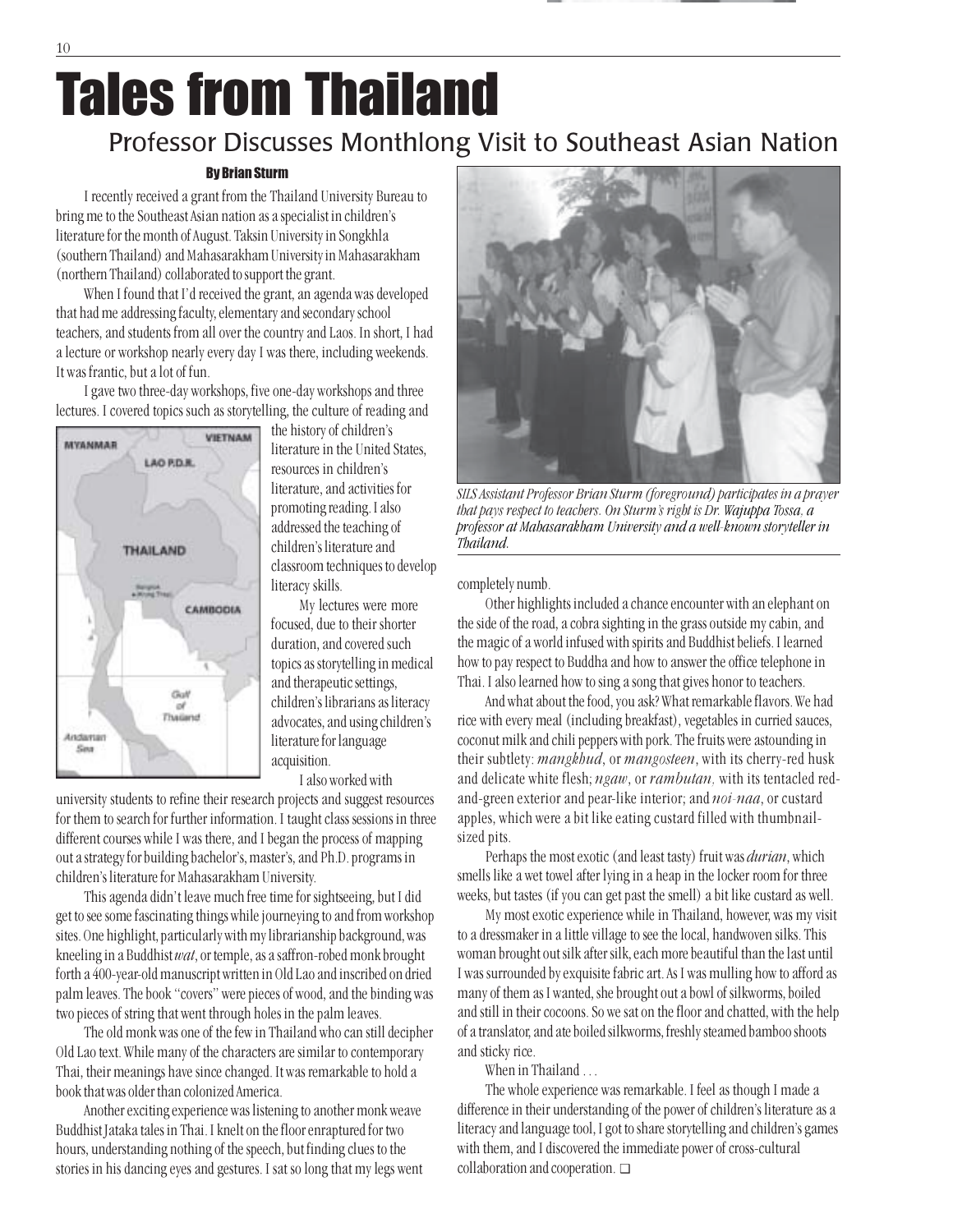# Tales from Thailand

## Professor Discusses Monthlong Visit to Southeast Asian Nation

**By Brian Sturm**

I recently received a grant from the Thailand University Bureau to bring me to the Southeast Asian nation as a specialist in children's literature for the month of August. Taksin University in Songkhla (southern Thailand) and Mahasarakham University in Mahasarakham (northern Thailand) collaborated to support the grant.

When I found that I'd received the grant, an agenda was developed that had me addressing faculty, elementary and secondary school teachers, and students from all over the country and Laos. In short, I had a lecture or workshop nearly every day I was there, including weekends. It was frantic, but a lot of fun.

I gave two three-day workshops, five one-day workshops and three lectures. I covered topics such as storytelling, the culture of reading and the history of children's literature in the United States, resources in children's literature, and activities for promoting reading. I also addressed the teaching of children's literature and classroom techniques to develop literacy skills.

My lectures were more focused, due to their shorter duration, and covered such topics as storytelling in medical and therapeutic settings, children's librarians as literacy advocates, and using children's literature for language acquisition.

I also worked with university students to refine their research projects and suggest resources for them to search for further information. I taught class sessions in three different courses while I was there, and I began the process of mapping out a strategy for building bachelor's, master's, and Ph.D. programs in children's literature for Mahasarakham University.

This agenda didn't leave much free time for sightseeing, but I did get to see some fascinating things while journeying to and from workshop sites. One highlight, particularly with my librarianship background, was kneeling in a Buddhist *wat*, or temple, as a saffron-robed monk brought forth a 400-year-old manuscript written in Old Lao and inscribed on dried palm leaves. The book "covers" were pieces of wood, and the binding was two pieces of string that went through holes in the palm leaves.

The old monk was one of the few in Thailand who can still decipher Old Lao text. While many of the characters are similar to contemporary Thai, their meanings have since changed. It was remarkable to hold a book that was older than colonized America.

Another exciting experience was listening to another monk weave Buddhist Jataka tales in Thai. I knelt on the floor enraptured for two hours, understanding nothing of the speech, but finding clues to the stories in his dancing eyes and gestures. I sat so long that my legs went completely numb.

*SILS Assistant Professor Brian Sturm (foreground) participates in a prayer that pays respect to teachers. On Sturm's right is Dr. Wajuppa Tossa, a professor at Mahasarakham University and a well-known storyteller in Thailand.*

Other highlights included a chance encounter with an elephant on the side of the road, a cobra sighting in the grass outside my cabin, and the magic of a world infused with spirits and Buddhist beliefs. I learned how to pay respect to Buddha and how to answer the office telephone in Thai. I also learned how to sing a song that gives honor to teachers.

And what about the food, you ask? What remarkable flavors. We had rice with every meal (including breakfast), vegetables in curried sauces, coconut milk and chili peppers with pork. The fruits were astounding in their subtlety: *mangkhud*, or *mangosteen*, with its cherry-red husk and delicate white flesh; *ngaw*, or *rambutan,* with its tentacled red-and-green exterior and pear-like interior; and *noi-naa*, or custard apples, which were a bit like eating custard filled with thumbnail-sized pits.

Perhaps the most exotic (and least tasty) fruit was *durian*, which smells like a wet towel after lying in a heap in the locker room for three weeks, but tastes (if you can get past the smell) a bit like custard as well.

My most exotic experience while in Thailand, however, was my visit to a dressmaker in a little village to see the local, handwoven silks. This woman brought out silk after silk, each more beautiful than the last until I was surrounded by exquisite fabric art. As I was mulling how to afford as many of them as I wanted, she brought out a bowl of silkworms, boiled and still in their cocoons. So we sat on the floor and chatted, with the help of a translator, and ate boiled silkworms, freshly steamed bamboo shoots and sticky rice.

When in Thailand . . .

The whole experience was remarkable. I feel as though I made a difference in their understanding of the power of children's literature as a literacy and language tool, I got to share storytelling and children's games with them, and I discovered the immediate power of cross-cultural collaboration and cooperation. ❑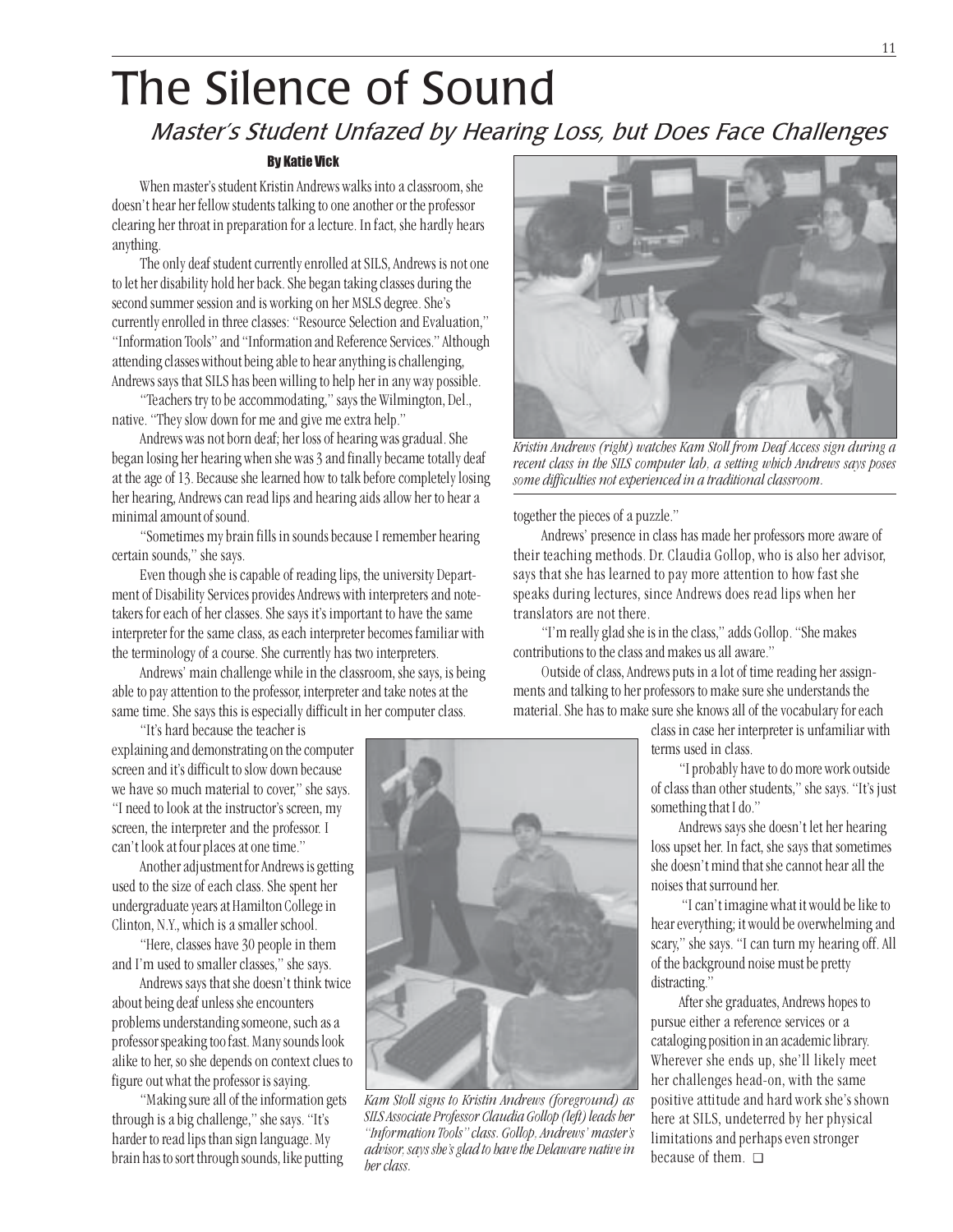# The Silence of Sound

## *Master's Student Unfazed by Hearing Loss, but Does Face Challenges*

**By Katie Vick**

When master's student Kristin Andrews walks into a classroom, she doesn't hear her fellow students talking to one another or the professor clearing her throat in preparation for a lecture. In fact, she hardly hears anything.

The only deaf student currently enrolled at SILS, Andrews is not one to let her disability hold her back. She began taking classes during the second summer session and is working on her MSLS degree. She's currently enrolled in three classes: "Resource Selection and Evaluation," "Information Tools" and "Information and Reference Services." Although attending classes without being able to hear anything is challenging, Andrews says that SILS has been willing to help her in any way possible.

"Teachers try to be accommodating," says the Wilmington, Del., native. "They slow down for me and give me extra help."

Andrews was not born deaf; her loss of hearing was gradual. She began losing her hearing when she was 3 and finally became totally deaf at the age of 13. Because she learned how to talk before completely losing her hearing, Andrews can read lips and hearing aids allow her to hear a minimal amount of sound.

"Sometimes my brain fills in sounds because I remember hearing certain sounds," she says.

Even though she is capable of reading lips, the university Department of Disability Services provides Andrews with interpreters and note-takers for each of her classes. She says it's important to have the same interpreter for the same class, as each interpreter becomes familiar with the terminology of a course. She currently has two interpreters.

Andrews' main challenge while in the classroom, she says, is being able to pay attention to the professor, interpreter and take notes at the same time. She says this is especially difficult in her computer class.

"It's hard because the teacher is explaining and demonstrating on the computer screen and it's difficult to slow down because we have so much material to cover," she says. "I need to look at the instructor's screen, my screen, the interpreter and the professor. I can't look at four places at one time."

Another adjustment for Andrews is getting used to the size of each class. She spent her undergraduate years at Hamilton College in Clinton, N.Y., which is a smaller school.

"Here, classes have 30 people in them and I'm used to smaller classes," she says.

Andrews says that she doesn't think twice about being deaf unless she encounters problems understanding someone, such as a professor speaking too fast. Many sounds look alike to her, so she depends on context clues to figure out what the professor is saying.

"Making sure all of the information gets through is a big challenge," she says. "It's harder to read lips than sign language. My brain has to sort through sounds, like putting together the pieces of a puzzle."

*Kristin Andrews (right) watches Kam Stoll from Deaf Access sign during a recent class in the SILS computer lab, a setting which Andrews says poses some difficulties not experienced in a traditional classroom.*

Andrews' presence in class has made her professors more aware of their teaching methods. Dr. Claudia Gollop, who is also her advisor, says that she has learned to pay more attention to how fast she speaks during lectures, since Andrews does read lips when her translators are not there.

"I'm really glad she is in the class," adds Gollop. "She makes contributions to the class and makes us all aware."

Outside of class, Andrews puts in a lot of time reading her assignments and talking to her professors to make sure she understands the material. She has to make sure she knows all of the vocabulary for each class in case her interpreter is unfamiliar with terms used in class.

"I probably have to do more work outside of class than other students," she says. "It's just something that I do."

Andrews says she doesn't let her hearing loss upset her. In fact, she says that sometimes she doesn't mind that she cannot hear all the noises that surround her.

"I can't imagine what it would be like to hear everything; it would be overwhelming and scary," she says. "I can turn my hearing off. All of the background noise must be pretty distracting."

After she graduates, Andrews hopes to pursue either a reference services or a cataloging position in an academic library. Wherever she ends up, she'll likely meet her challenges head-on, with the same positive attitude and hard work she's shown here at SILS, undeterred by her physical limitations and perhaps even stronger because of them. ❑

*Kam Stoll signs to Kristin Andrews (foreground) as SILS Associate Professor Claudia Gollop (left) leads her "Information Tools" class. Gollop, Andrews' master's advisor, says she's glad to have the Delaware native in her class.*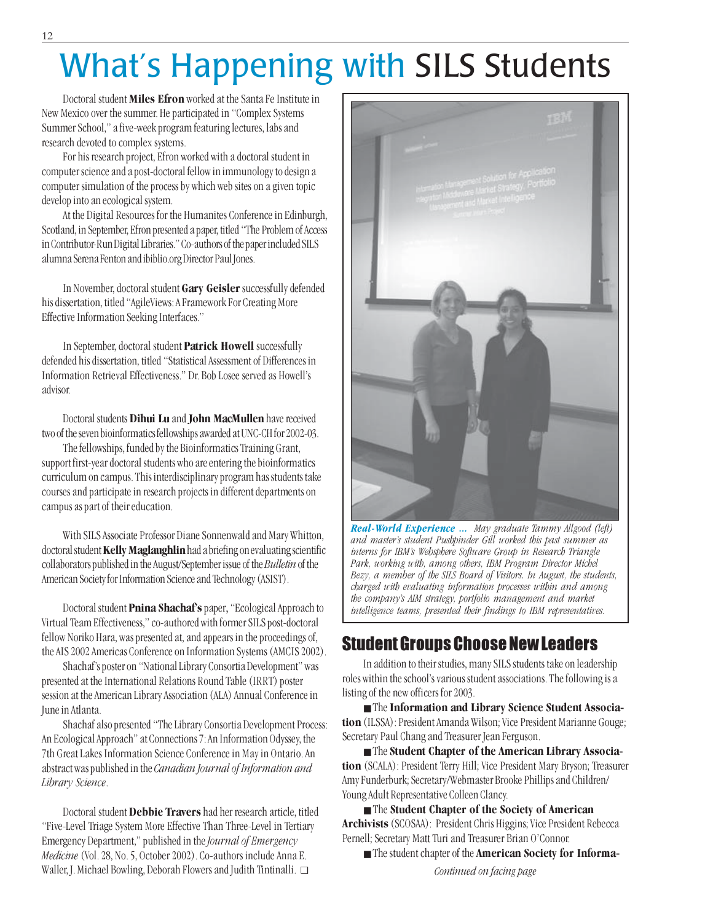# What's Happening with SILS Students

Doctoral student **Miles Efron** worked at the Santa Fe Institute in New Mexico over the summer. He participated in "Complex Systems Summer School," a five-week program featuring lectures, labs and research devoted to complex systems.

For his research project, Efron worked with a doctoral student in computer science and a post-doctoral fellow in immunology to design a computer simulation of the process by which web sites on a given topic develop into an ecological system.

At the Digital Resources for the Humanites Conference in Edinburgh, Scotland, in September, Efron presented a paper, titled "The Problem of Access in Contributor-Run Digital Libraries." Co-authors of the paper included SILS alumna Serena Fenton and ibiblio.org Director Paul Jones.

In November, doctoral student **Gary Geisler** successfully defended his dissertation, titled "AgileViews: A Framework For Creating More Effective Information Seeking Interfaces."

In September, doctoral student **Patrick Howell** successfully defended his dissertation, titled "Statistical Assessment of Differences in Information Retrieval Effectiveness." Dr. Bob Losee served as Howell's advisor.

Doctoral students **Dihui Lu** and **John MacMullen** have received two of the seven bioinformatics fellowships awarded at UNC-CH for 2002-03.

The fellowships, funded by the Bioinformatics Training Grant, support first-year doctoral students who are entering the bioinformatics curriculum on campus. This interdisciplinary program has students take courses and participate in research projects in different departments on campus as part of their education.

With SILS Associate Professor Diane Sonnenwald and Mary Whitton, doctoral student **Kelly Maglaughlin** had a briefing on evaluating scientific collaborators published in the August/September issue of the *Bulletin* of the American Society for Information Science and Technology (ASIST).

Doctoral student **Pnina Shachaf's** paper, "Ecological Approach to Virtual Team Effectiveness," co-authored with former SILS post-doctoral fellow Noriko Hara, was presented at, and appears in the proceedings of, the AIS 2002 Americas Conference on Information Systems (AMCIS 2002).

Shachaf's poster on "National Library Consortia Development" was presented at the International Relations Round Table (IRRT) poster session at the American Library Association (ALA) Annual Conference in June in Atlanta.

Shachaf also presented "The Library Consortia Development Process: An Ecological Approach" at Connections 7: An Information Odyssey, the 7th Great Lakes Information Science Conference in May in Ontario. An abstract was published in the *Canadian Journal of Information and Library Science*.

Doctoral student **Debbie Travers** had her research article, titled "Five-Level Triage System More Effective Than Three-Level in Tertiary Emergency Department," published in the *Journal of Emergency Medicine* (Vol. 28, No. 5, October 2002). Co-authors include Anna E. Waller, J. Michael Bowling, Deborah Flowers and Judith Tintinalli. ❑

***Real-World Experience ...*** *May graduate Tammy Allgood (left) and master's student Pushpinder Gill worked this past summer as interns for IBM's Websphere Software Group in Research Triangle Park, working with, among others, IBM Program Director Michel Bezy, a member of the SILS Board of Visitors. In August, the students, charged with evaluating information processes within and among the company's AIM strategy, portfolio management and market intelligence teams, presented their findings to IBM representatives.*

## Student Groups Choose New Leaders

In addition to their studies, many SILS students take on leadership roles within the school's various student associations. The following is a listing of the new officers for 2003.

- The **Information and Library Science Student Association** (ILSSA): President Amanda Wilson; Vice President Marianne Gouge; Secretary Paul Chang and Treasurer Jean Ferguson.
- The **Student Chapter of the American Library Association** (SCALA): President Terry Hill; Vice President Mary Bryson; Treasurer Amy Funderburk; Secretary/Webmaster Brooke Phillips and Children/Young Adult Representative Colleen Clancy.
- The **Student Chapter of the Society of American Archivists** (SCOSAA): President Chris Higgins; Vice President Rebecca Pernell; Secretary Matt Turi and Treasurer Brian O'Connor.
- The student chapter of the **American Society for Informa-**

*Continued on facing page*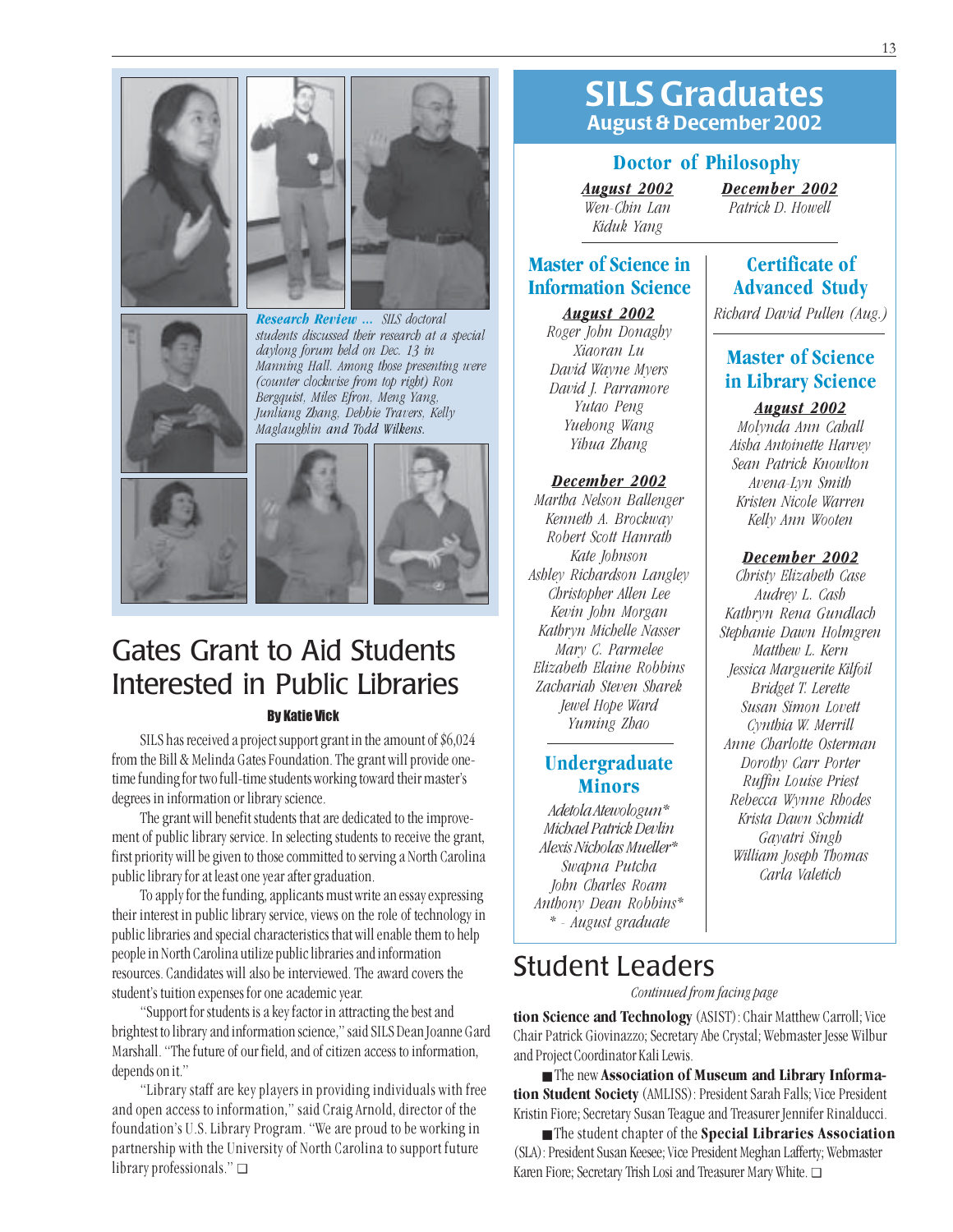***Research Review ...*** *SILS doctoral students discussed their research at a special daylong forum held on Dec. 13 in Manning Hall. Among those presenting were (counter clockwise from top right) Ron Bergquist, Miles Efron, Meng Yang, Junliang Zhang, Debbie Travers, Kelly Maglaughlin and Todd Wilkens.*

# Gates Grant to Aid Students Interested in Public Libraries

**By Katie Vick**

SILS has received a project support grant in the amount of $6,024 from the Bill & Melinda Gates Foundation. The grant will provide one-time funding for two full-time students working toward their master's degrees in information or library science.

The grant will benefit students that are dedicated to the improvement of public library service. In selecting students to receive the grant, first priority will be given to those committed to serving a North Carolina public library for at least one year after graduation.

To apply for the funding, applicants must write an essay expressing their interest in public library service, views on the role of technology in public libraries and special characteristics that will enable them to help people in North Carolina utilize public libraries and information resources. Candidates will also be interviewed. The award covers the student's tuition expenses for one academic year.

"Support for students is a key factor in attracting the best and brightest to library and information science," said SILS Dean Joanne Gard Marshall. "The future of our field, and of citizen access to information, depends on it."

"Library staff are key players in providing individuals with free and open access to information," said Craig Arnold, director of the foundation's U.S. Library Program. "We are proud to be working in partnership with the University of North Carolina to support future library professionals." ❑

# SILS Graduates
## August & December 2002

### Doctor of Philosophy

**_August 2002_**
*Wen-Chin Lan*
*Kiduk Yang*

**_December 2002_**
*Patrick D. Howell*

### Master of Science in Information Science

**_August 2002_**
*Roger John Donaghy*
*Xiaoran Lu*
*David Wayne Myers*
*David J. Parramore*
*Yutao Peng*
*Yuehong Wang*
*Yihua Zhang*

**_December 2002_**
*Martha Nelson Ballenger*
*Kenneth A. Brockway*
*Robert Scott Hanrath*
*Kate Johnson*
*Ashley Richardson Langley*
*Christopher Allen Lee*
*Kevin John Morgan*
*Kathryn Michelle Nasser*
*Mary C. Parmelee*
*Elizabeth Elaine Robbins*
*Zachariah Steven Sharek*
*Jewel Hope Ward*
*Yuming Zhao*

### Undergraduate Minors

*Adetola Atewologun\**
*Michael Patrick Devlin*
*Alexis Nicholas Mueller\**
*Swapna Putcha*
*John Charles Roam*
*Anthony Dean Robbins\**
*\* - August graduate*

### Certificate of Advanced Study

*Richard David Pullen (Aug.)*

### Master of Science in Library Science

**_August 2002_**
*Molynda Ann Caball*
*Aisha Antoinette Harvey*
*Sean Patrick Knowlton*
*Avena-Lyn Smith*
*Kristen Nicole Warren*
*Kelly Ann Wooten*

**_December 2002_**
*Christy Elizabeth Case*
*Audrey L. Cash*
*Kathryn Rena Gundlach*
*Stephanie Dawn Holmgren*
*Matthew L. Kern*
*Jessica Marguerite Kilfoil*
*Bridget T. Lerette*
*Susan Simon Lovett*
*Cynthia W. Merrill*
*Anne Charlotte Osterman*
*Dorothy Carr Porter*
*Ruffin Louise Priest*
*Rebecca Wynne Rhodes*
*Krista Dawn Schmidt*
*Gayatri Singh*
*William Joseph Thomas*
*Carla Valetich*

# Student Leaders

*Continued from facing page*

**tion Science and Technology** (ASIST): Chair Matthew Carroll; Vice Chair Patrick Giovinazzo; Secretary Abe Crystal; Webmaster Jesse Wilbur and Project Coordinator Kali Lewis.

■ The new **Association of Museum and Library Information Student Society** (AMLISS): President Sarah Falls; Vice President Kristin Fiore; Secretary Susan Teague and Treasurer Jennifer Rinalducci.

■ The student chapter of the **Special Libraries Association** (SLA): President Susan Keesee; Vice President Meghan Lafferty; Webmaster Karen Fiore; Secretary Trish Losi and Treasurer Mary White. ❑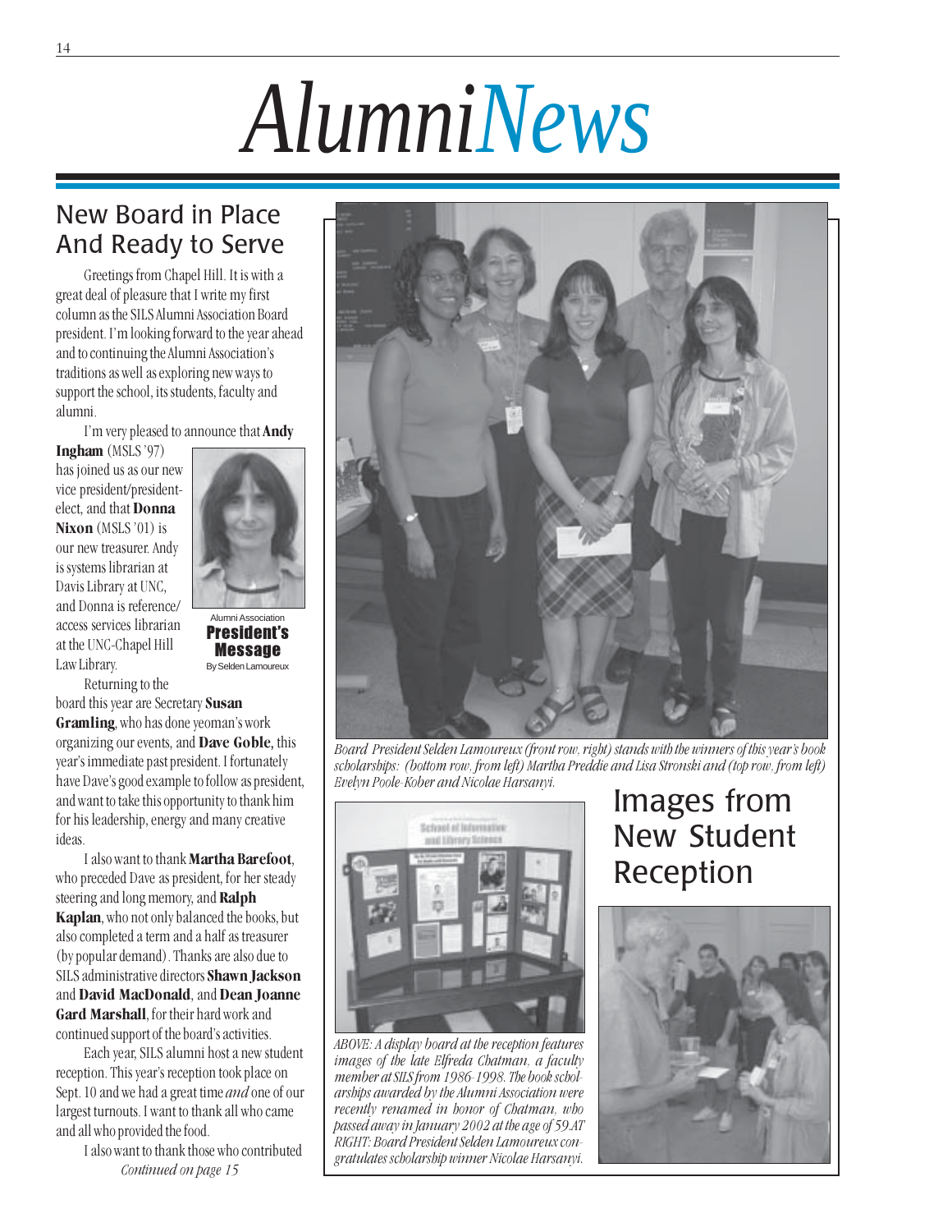# AlumniNews

## New Board in Place And Ready to Serve

Alumni Association
**President's Message**
By Selden Lamoureux

Greetings from Chapel Hill. It is with a great deal of pleasure that I write my first column as the SILS Alumni Association Board president. I'm looking forward to the year ahead and to continuing the Alumni Association's traditions as well as exploring new ways to support the school, its students, faculty and alumni.

I'm very pleased to announce that **Andy Ingham** (MSLS '97) has joined us as our new vice president/president-elect, and that **Donna Nixon** (MSLS '01) is our new treasurer. Andy is systems librarian at Davis Library at UNC, and Donna is reference/access services librarian at the UNC-Chapel Hill Law Library.

Returning to the board this year are Secretary **Susan Gramling**, who has done yeoman's work organizing our events, and **Dave Goble,** this year's immediate past president. I fortunately have Dave's good example to follow as president, and want to take this opportunity to thank him for his leadership, energy and many creative ideas.

I also want to thank **Martha Barefoot**, who preceded Dave as president, for her steady steering and long memory, and **Ralph Kaplan**, who not only balanced the books, but also completed a term and a half as treasurer (by popular demand). Thanks are also due to SILS administrative directors **Shawn Jackson** and **David MacDonald**, and **Dean Joanne Gard Marshall**, for their hard work and continued support of the board's activities.

Each year, SILS alumni host a new student reception. This year's reception took place on Sept. 10 and we had a great time *and* one of our largest turnouts. I want to thank all who came and all who provided the food.

I also want to thank those who contributed

*Continued on page 15*

*Board President Selden Lamoureux (front row, right) stands with the winners of this year's book scholarships: (bottom row, from left) Martha Preddie and Lisa Stronski and (top row, from left) Evelyn Poole-Kober and Nicolae Harsanyi.*

## Images from New Student Reception

*ABOVE: A display board at the reception features images of the late Elfreda Chatman, a faculty member at SILS from 1986-1998. The book scholarships awarded by the Alumni Association were recently renamed in honor of Chatman, who passed away in January 2002 at the age of 59. AT RIGHT: Board President Selden Lamoureux congratulates scholarship winner Nicolae Harsanyi.*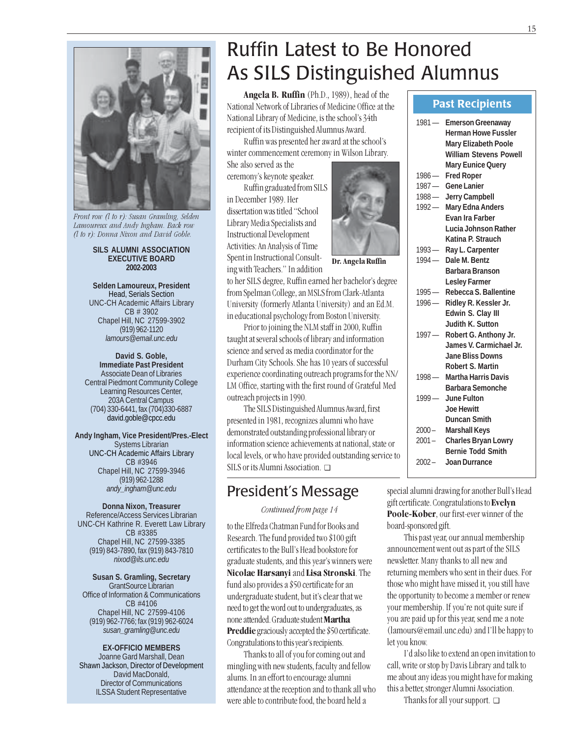*Front row (l to r): Susan Gramling, Selden Lamoureux and Andy Ingham. Back row (l to r): Donna Nixon and David Goble.*

**SILS ALUMNI ASSOCIATION EXECUTIVE BOARD 2002-2003**

**Selden Lamoureux, President**
Head, Serials Section
UNC-CH Academic Affairs Library
CB # 3902
Chapel Hill, NC 27599-3902
(919) 962-1120
*lamours@email.unc.edu*

**David S. Goble, Immediate Past President**
Associate Dean of Libraries
Central Piedmont Community College
Learning Resources Center,
203A Central Campus
(704) 330-6441, fax (704)330-6887
david.goble@cpcc.edu

**Andy Ingham, Vice President/Pres.-Elect**
Systems Librarian
UNC-CH Academic Affairs Library
CB #3946
Chapel Hill, NC 27599-3946
(919) 962-1288
*andy_ingham@unc.edu*

**Donna Nixon, Treasurer**
Reference/Access Services Librarian
UNC-CH Kathrine R. Everett Law Library
CB #3385
Chapel Hill, NC 27599-3385
(919) 843-7890, fax (919) 843-7810
*nixod@ils.unc.edu*

**Susan S. Gramling, Secretary**
GrantSource Librarian
Office of Information & Communications
CB #4106
Chapel Hill, NC 27599-4106
(919) 962-7766; fax (919) 962-6024
*susan_gramling@unc.edu*

**EX-OFFICIO MEMBERS**
Joanne Gard Marshall, Dean
Shawn Jackson, Director of Development
David MacDonald,
Director of Communications
ILSSA Student Representative

# Ruffin Latest to Be Honored As SILS Distinguished Alumnus

**Angela B. Ruffin** (Ph.D., 1989), head of the National Network of Libraries of Medicine Office at the National Library of Medicine, is the school's 34th recipient of its Distinguished Alumnus Award.

Ruffin was presented her award at the school's winter commencement ceremony in Wilson Library. She also served as the ceremony's keynote speaker.

**Dr. Angela Ruffin**

Ruffin graduated from SILS in December 1989. Her dissertation was titled "School Library Media Specialists and Instructional Development Activities: An Analysis of Time Spent in Instructional Consulting with Teachers." In addition to her SILS degree, Ruffin earned her bachelor's degree from Spelman College, an MSLS from Clark-Atlanta University (formerly Atlanta University) and an Ed.M. in educational psychology from Boston University.

Prior to joining the NLM staff in 2000, Ruffin taught at several schools of library and information science and served as media coordinator for the Durham City Schools. She has 10 years of successful experience coordinating outreach programs for the NN/LM Office, starting with the first round of Grateful Med outreach projects in 1990.

The SILS Distinguished Alumnus Award, first presented in 1981, recognizes alumni who have demonstrated outstanding professional library or information science achievements at national, state or local levels, or who have provided outstanding service to SILS or its Alumni Association. ❑

## Past Recipients

| | |
|---|---|
| 1981 — | **Emerson Greenaway** |
| | **Herman Howe Fussler** |
| | **Mary Elizabeth Poole** |
| | **William Stevens Powell** |
| | **Mary Eunice Query** |
| 1986 — | **Fred Roper** |
| 1987 — | **Gene Lanier** |
| 1988 — | **Jerry Campbell** |
| 1992 — | **Mary Edna Anders** |
| | **Evan Ira Farber** |
| | **Lucia Johnson Rather** |
| | **Katina P. Strauch** |
| 1993 — | **Ray L. Carpenter** |
| 1994 — | **Dale M. Bentz** |
| | **Barbara Branson** |
| | **Lesley Farmer** |
| 1995 — | **Rebecca S. Ballentine** |
| 1996 — | **Ridley R. Kessler Jr.** |
| | **Edwin S. Clay III** |
| | **Judith K. Sutton** |
| 1997 — | **Robert G. Anthony Jr.** |
| | **James V. Carmichael Jr.** |
| | **Jane Bliss Downs** |
| | **Robert S. Martin** |
| 1998 — | **Martha Harris Davis** |
| | **Barbara Semonche** |
| 1999 — | **June Fulton** |
| | **Joe Hewitt** |
| | **Duncan Smith** |
| 2000 – | **Marshall Keys** |
| 2001 – | **Charles Bryan Lowry** |
| | **Bernie Todd Smith** |
| 2002 – | **Joan Durrance** |

# President's Message

*Continued from page 14*

to the Elfreda Chatman Fund for Books and Research. The fund provided two $100 gift certificates to the Bull's Head bookstore for graduate students, and this year's winners were **Nicolae Harsanyi** and **Lisa Stronski**. The fund also provides a $50 certificate for an undergraduate student, but it's clear that we need to get the word out to undergraduates, as none attended. Graduate student **Martha Preddie** graciously accepted the $50 certificate. Congratulations to this year's recipients.

Thanks to all of you for coming out and mingling with new students, faculty and fellow alums. In an effort to encourage alumni attendance at the reception and to thank all who were able to contribute food, the board held a special alumni drawing for another Bull's Head gift certificate. Congratulations to **Evelyn Poole-Kober**, our first-ever winner of the board-sponsored gift.

This past year, our annual membership announcement went out as part of the SILS newsletter. Many thanks to all new and returning members who sent in their dues. For those who might have missed it, you still have the opportunity to become a member or renew your membership. If you're not quite sure if you are paid up for this year, send me a note (lamours@email.unc.edu) and I'll be happy to let you know.

I'd also like to extend an open invitation to call, write or stop by Davis Library and talk to me about any ideas you might have for making this a better, stronger Alumni Association.

Thanks for all your support. ❑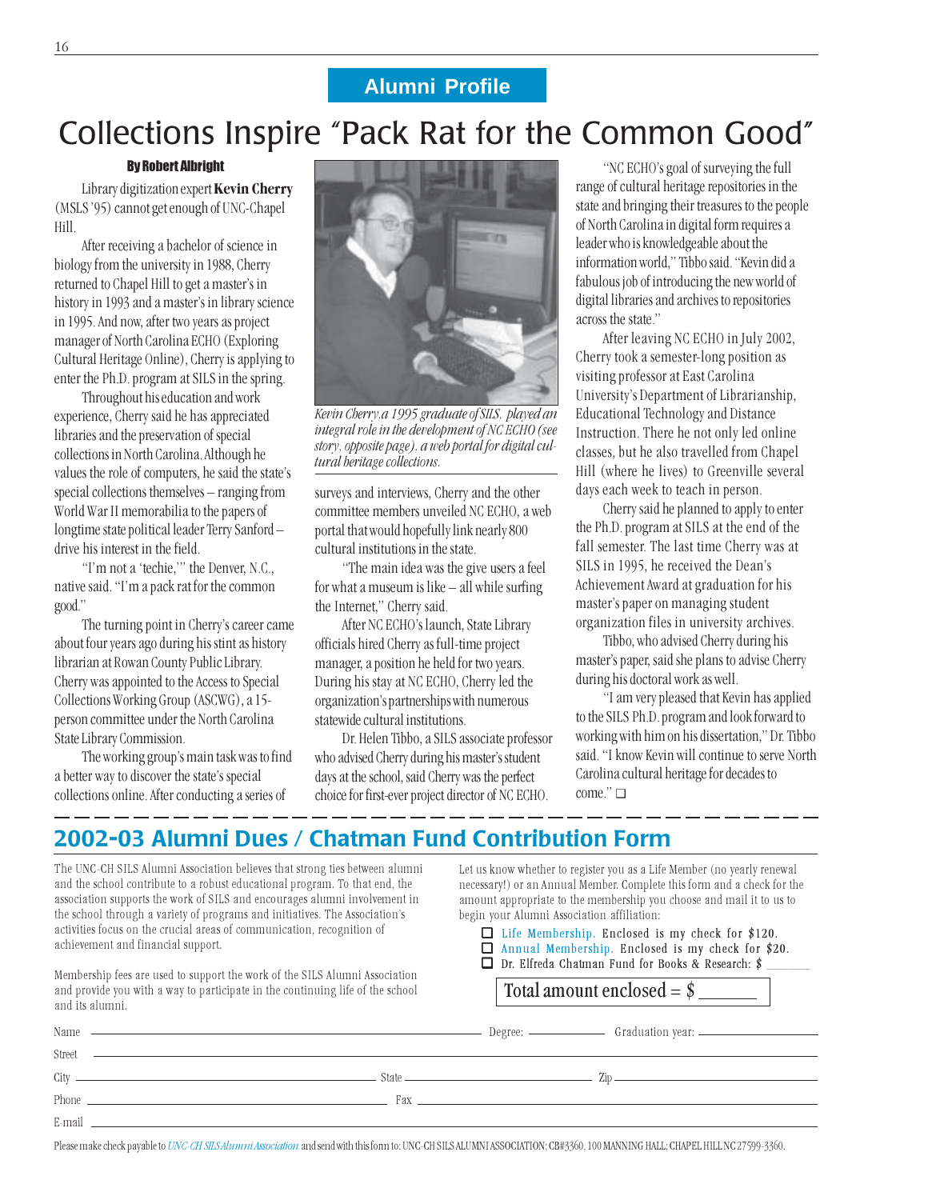## Alumni Profile

# Collections Inspire "Pack Rat for the Common Good"

**By Robert Albright**

Library digitization expert **Kevin Cherry** (MSLS '95) cannot get enough of UNC-Chapel Hill.

After receiving a bachelor of science in biology from the university in 1988, Cherry returned to Chapel Hill to get a master's in history in 1993 and a master's in library science in 1995. And now, after two years as project manager of North Carolina ECHO (Exploring Cultural Heritage Online), Cherry is applying to enter the Ph.D. program at SILS in the spring.

Throughout his education and work experience, Cherry said he has appreciated libraries and the preservation of special collections in North Carolina. Although he values the role of computers, he said the state's special collections themselves – ranging from World War II memorabilia to the papers of longtime state political leader Terry Sanford – drive his interest in the field.

"I'm not a 'techie,'" the Denver, N.C., native said. "I'm a pack rat for the common good."

The turning point in Cherry's career came about four years ago during his stint as history librarian at Rowan County Public Library. Cherry was appointed to the Access to Special Collections Working Group (ASCWG), a 15-person committee under the North Carolina State Library Commission.

The working group's main task was to find a better way to discover the state's special collections online. After conducting a series of surveys and interviews, Cherry and the other committee members unveiled NC ECHO, a web portal that would hopefully link nearly 800 cultural institutions in the state.

*Kevin Cherry, a 1995 graduate of SILS, played an integral role in the development of NC ECHO (see story, opposite page), a web portal for digital cultural heritage collections.*

"The main idea was the give users a feel for what a museum is like – all while surfing the Internet," Cherry said.

After NC ECHO's launch, State Library officials hired Cherry as full-time project manager, a position he held for two years. During his stay at NC ECHO, Cherry led the organization's partnerships with numerous statewide cultural institutions.

Dr. Helen Tibbo, a SILS associate professor who advised Cherry during his master's student days at the school, said Cherry was the perfect choice for first-ever project director of NC ECHO.

"NC ECHO's goal of surveying the full range of cultural heritage repositories in the state and bringing their treasures to the people of North Carolina in digital form requires a leader who is knowledgeable about the information world," Tibbo said. "Kevin did a fabulous job of introducing the new world of digital libraries and archives to repositories across the state."

After leaving NC ECHO in July 2002, Cherry took a semester-long position as visiting professor at East Carolina University's Department of Librarianship, Educational Technology and Distance Instruction. There he not only led online classes, but he also travelled from Chapel Hill (where he lives) to Greenville several days each week to teach in person.

Cherry said he planned to apply to enter the Ph.D. program at SILS at the end of the fall semester. The last time Cherry was at SILS in 1995, he received the Dean's Achievement Award at graduation for his master's paper on managing student organization files in university archives.

Tibbo, who advised Cherry during his master's paper, said she plans to advise Cherry during his doctoral work as well.

"I am very pleased that Kevin has applied to the SILS Ph.D. program and look forward to working with him on his dissertation," Dr. Tibbo said. "I know Kevin will continue to serve North Carolina cultural heritage for decades to come." ❑

---

## 2002-03 Alumni Dues / Chatman Fund Contribution Form

The UNC-CH SILS Alumni Association believes that strong ties between alumni and the school contribute to a robust educational program. To that end, the association supports the work of SILS and encourages alumni involvement in the school through a variety of programs and initiatives. The Association's activities focus on the crucial areas of communication, recognition of achievement and financial support.

Membership fees are used to support the work of the SILS Alumni Association and provide you with a way to participate in the continuing life of the school and its alumni.

Let us know whether to register you as a Life Member (no yearly renewal necessary!) or an Annual Member. Complete this form and a check for the amount appropriate to the membership you choose and mail it to us to begin your Alumni Association affiliation:

- ☐ Life Membership. Enclosed is my check for $120.
- ☐ Annual Membership. Enclosed is my check for $20.
- ☐ Dr. Elfreda Chatman Fund for Books & Research: $ _______

Total amount enclosed = $ _______

Name ____________________ Degree: __________ Graduation year: __________

Street ____________________

City ____________________ State __________ Zip __________

Phone ____________________ Fax ____________________

E-mail ____________________

Please make check payable to *UNC-CH SILS Alumni Association* and send with this form to: UNC-CH SILS ALUMNI ASSOCIATION; CB#3360, 100 MANNING HALL; CHAPEL HILL NC 27599-3360.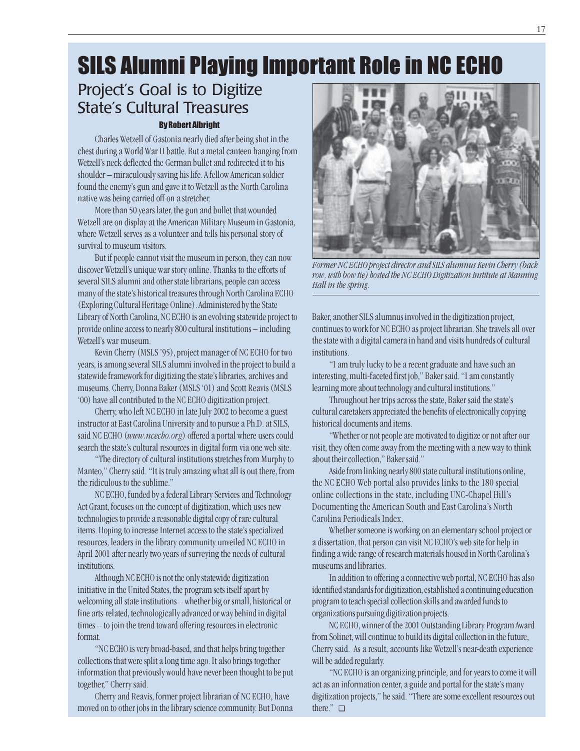# SILS Alumni Playing Important Role in NC ECHO

## Project's Goal is to Digitize State's Cultural Treasures

**By Robert Albright**

Charles Wetzell of Gastonia nearly died after being shot in the chest during a World War II battle. But a metal canteen hanging from Wetzell's neck deflected the German bullet and redirected it to his shoulder – miraculously saving his life. A fellow American soldier found the enemy's gun and gave it to Wetzell as the North Carolina native was being carried off on a stretcher.

More than 50 years later, the gun and bullet that wounded Wetzell are on display at the American Military Museum in Gastonia, where Wetzell serves as a volunteer and tells his personal story of survival to museum visitors.

But if people cannot visit the museum in person, they can now discover Wetzell's unique war story online. Thanks to the efforts of several SILS alumni and other state librarians, people can access many of the state's historical treasures through North Carolina ECHO (Exploring Cultural Heritage Online). Administered by the State Library of North Carolina, NC ECHO is an evolving statewide project to provide online access to nearly 800 cultural institutions – including Wetzell's war museum.

Kevin Cherry (MSLS '95), project manager of NC ECHO for two years, is among several SILS alumni involved in the project to build a statewide framework for digitizing the state's libraries, archives and museums. Cherry, Donna Baker (MSLS '01) and Scott Reavis (MSLS '00) have all contributed to the NC ECHO digitization project.

Cherry, who left NC ECHO in late July 2002 to become a guest instructor at East Carolina University and to pursue a Ph.D. at SILS, said NC ECHO (*www.ncecho.org*) offered a portal where users could search the state's cultural resources in digital form via one web site.

"The directory of cultural institutions stretches from Murphy to Manteo," Cherry said. "It is truly amazing what all is out there, from the ridiculous to the sublime."

NC ECHO, funded by a federal Library Services and Technology Act Grant, focuses on the concept of digitization, which uses new technologies to provide a reasonable digital copy of rare cultural items. Hoping to increase Internet access to the state's specialized resources, leaders in the library community unveiled NC ECHO in April 2001 after nearly two years of surveying the needs of cultural institutions.

Although NC ECHO is not the only statewide digitization initiative in the United States, the program sets itself apart by welcoming all state institutions – whether big or small, historical or fine arts-related, technologically advanced or way behind in digital times – to join the trend toward offering resources in electronic format.

"NC ECHO is very broad-based, and that helps bring together collections that were split a long time ago. It also brings together information that previously would have never been thought to be put together," Cherry said.

Cherry and Reavis, former project librarian of NC ECHO, have moved on to other jobs in the library science community. But Donna Baker, another SILS alumnus involved in the digitization project, continues to work for NC ECHO as project librarian. She travels all over the state with a digital camera in hand and visits hundreds of cultural institutions.

*Former NC ECHO project director and SILS alumnus Kevin Cherry (back row, with bow tie) hosted the NC ECHO Digitization Institute at Manning Hall in the spring.*

"I am truly lucky to be a recent graduate and have such an interesting, multi-faceted first job," Baker said. "I am constantly learning more about technology and cultural institutions."

Throughout her trips across the state, Baker said the state's cultural caretakers appreciated the benefits of electronically copying historical documents and items.

"Whether or not people are motivated to digitize or not after our visit, they often come away from the meeting with a new way to think about their collection," Baker said."

Aside from linking nearly 800 state cultural institutions online, the NC ECHO Web portal also provides links to the 180 special online collections in the state, including UNC-Chapel Hill's Documenting the American South and East Carolina's North Carolina Periodicals Index.

Whether someone is working on an elementary school project or a dissertation, that person can visit NC ECHO's web site for help in finding a wide range of research materials housed in North Carolina's museums and libraries.

In addition to offering a connective web portal, NC ECHO has also identified standards for digitization, established a continuing education program to teach special collection skills and awarded funds to organizations pursuing digitization projects.

NC ECHO, winner of the 2001 Outstanding Library Program Award from Solinet, will continue to build its digital collection in the future, Cherry said. As a result, accounts like Wetzell's near-death experience will be added regularly.

"NC ECHO is an organizing principle, and for years to come it will act as an information center, a guide and portal for the state's many digitization projects," he said. "There are some excellent resources out there." ❑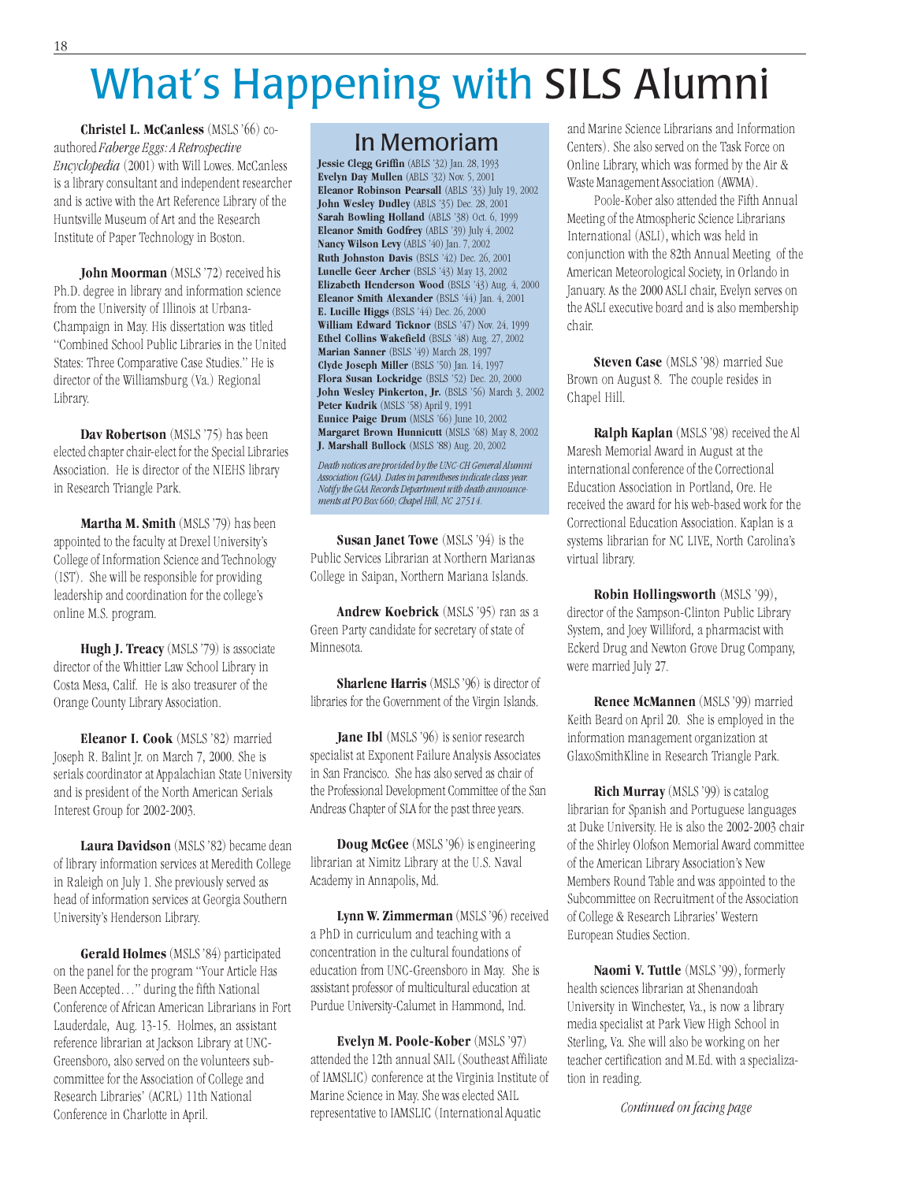# What's Happening with SILS Alumni

**Christel L. McCanless** (MSLS '66) co-authored *Faberge Eggs: A Retrospective Encyclopedia* (2001) with Will Lowes. McCanless is a library consultant and independent researcher and is active with the Art Reference Library of the Huntsville Museum of Art and the Research Institute of Paper Technology in Boston.

**John Moorman** (MSLS '72) received his Ph.D. degree in library and information science from the University of Illinois at Urbana-Champaign in May. His dissertation was titled "Combined School Public Libraries in the United States: Three Comparative Case Studies." He is director of the Williamsburg (Va.) Regional Library.

**Dav Robertson** (MSLS '75) has been elected chapter chair-elect for the Special Libraries Association. He is director of the NIEHS library in Research Triangle Park.

**Martha M. Smith** (MSLS '79) has been appointed to the faculty at Drexel University's College of Information Science and Technology (IST). She will be responsible for providing leadership and coordination for the college's online M.S. program.

**Hugh J. Treacy** (MSLS '79) is associate director of the Whittier Law School Library in Costa Mesa, Calif. He is also treasurer of the Orange County Library Association.

**Eleanor I. Cook** (MSLS '82) married Joseph R. Balint Jr. on March 7, 2000. She is serials coordinator at Appalachian State University and is president of the North American Serials Interest Group for 2002-2003.

**Laura Davidson** (MSLS '82) became dean of library information services at Meredith College in Raleigh on July 1. She previously served as head of information services at Georgia Southern University's Henderson Library.

**Gerald Holmes** (MSLS '84) participated on the panel for the program "Your Article Has Been Accepted…" during the fifth National Conference of African American Librarians in Fort Lauderdale, Aug. 13-15. Holmes, an assistant reference librarian at Jackson Library at UNC-Greensboro, also served on the volunteers sub-committee for the Association of College and Research Libraries' (ACRL) 11th National Conference in Charlotte in April.

## In Memoriam

**Jessie Clegg Griffin** (ABLS '32) Jan. 28, 1993
**Evelyn Day Mullen** (ABLS '32) Nov. 5, 2001
**Eleanor Robinson Pearsall** (ABLS '33) July 19, 2002
**John Wesley Dudley** (ABLS '35) Dec. 28, 2001
**Sarah Bowling Holland** (ABLS '38) Oct. 6, 1999
**Eleanor Smith Godfrey** (ABLS '39) July 4, 2002
**Nancy Wilson Levy** (ABLS '40) Jan. 7, 2002
**Ruth Johnston Davis** (BSLS '42) Dec. 26, 2001
**Lunelle Geer Archer** (BSLS '43) May 13, 2002
**Elizabeth Henderson Wood** (BSLS '43) Aug. 4, 2000
**Eleanor Smith Alexander** (BSLS '44) Jan. 4, 2001
**E. Lucille Higgs** (BSLS '44) Dec. 26, 2000
**William Edward Ticknor** (BSLS '47) Nov. 24, 1999
**Ethel Collins Wakefield** (BSLS '48) Aug. 27, 2002
**Marian Sanner** (BSLS '49) March 28, 1997
**Clyde Joseph Miller** (BSLS '50) Jan. 14, 1997
**Flora Susan Lockridge** (BSLS '52) Dec. 20, 2000
**John Wesley Pinkerton, Jr.** (BSLS '56) March 3, 2002
**Peter Kudrik** (MSLS '58) April 9, 1991
**Eunice Paige Drum** (MSLS '66) June 10, 2002
**Margaret Brown Hunnicutt** (MSLS '68) May 8, 2002
**J. Marshall Bullock** (MSLS '88) Aug. 20, 2002

*Death notices are provided by the UNC-CH General Alumni Association (GAA). Dates in parentheses indicate class year. Notify the GAA Records Department with death announcements at PO Box 660; Chapel Hill, NC 27514.*

**Susan Janet Towe** (MSLS '94) is the Public Services Librarian at Northern Marianas College in Saipan, Northern Mariana Islands.

**Andrew Koebrick** (MSLS '95) ran as a Green Party candidate for secretary of state of Minnesota.

**Sharlene Harris** (MSLS '96) is director of libraries for the Government of the Virgin Islands.

**Jane Ibl** (MSLS '96) is senior research specialist at Exponent Failure Analysis Associates in San Francisco. She has also served as chair of the Professional Development Committee of the San Andreas Chapter of SLA for the past three years.

**Doug McGee** (MSLS '96) is engineering librarian at Nimitz Library at the U.S. Naval Academy in Annapolis, Md.

**Lynn W. Zimmerman** (MSLS '96) received a PhD in curriculum and teaching with a concentration in the cultural foundations of education from UNC-Greensboro in May. She is assistant professor of multicultural education at Purdue University-Calumet in Hammond, Ind.

**Evelyn M. Poole-Kober** (MSLS '97) attended the 12th annual SAIL (Southeast Affiliate of IAMSLIC) conference at the Virginia Institute of Marine Science in May. She was elected SAIL representative to IAMSLIC (International Aquatic and Marine Science Librarians and Information Centers). She also served on the Task Force on Online Library, which was formed by the Air & Waste Management Association (AWMA).

Poole-Kober also attended the Fifth Annual Meeting of the Atmospheric Science Librarians International (ASLI), which was held in conjunction with the 82th Annual Meeting of the American Meteorological Society, in Orlando in January. As the 2000 ASLI chair, Evelyn serves on the ASLI executive board and is also membership chair.

**Steven Case** (MSLS '98) married Sue Brown on August 8. The couple resides in Chapel Hill.

**Ralph Kaplan** (MSLS '98) received the Al Maresh Memorial Award in August at the international conference of the Correctional Education Association in Portland, Ore. He received the award for his web-based work for the Correctional Education Association. Kaplan is a systems librarian for NC LIVE, North Carolina's virtual library.

**Robin Hollingsworth** (MSLS '99), director of the Sampson-Clinton Public Library System, and Joey Williford, a pharmacist with Eckerd Drug and Newton Grove Drug Company, were married July 27.

**Renee McMannen** (MSLS '99) married Keith Beard on April 20. She is employed in the information management organization at GlaxoSmithKline in Research Triangle Park.

**Rich Murray** (MSLS '99) is catalog librarian for Spanish and Portuguese languages at Duke University. He is also the 2002-2003 chair of the Shirley Olofson Memorial Award committee of the American Library Association's New Members Round Table and was appointed to the Subcommittee on Recruitment of the Association of College & Research Libraries' Western European Studies Section.

**Naomi V. Tuttle** (MSLS '99), formerly health sciences librarian at Shenandoah University in Winchester, Va., is now a library media specialist at Park View High School in Sterling, Va. She will also be working on her teacher certification and M.Ed. with a specialization in reading.

*Continued on facing page*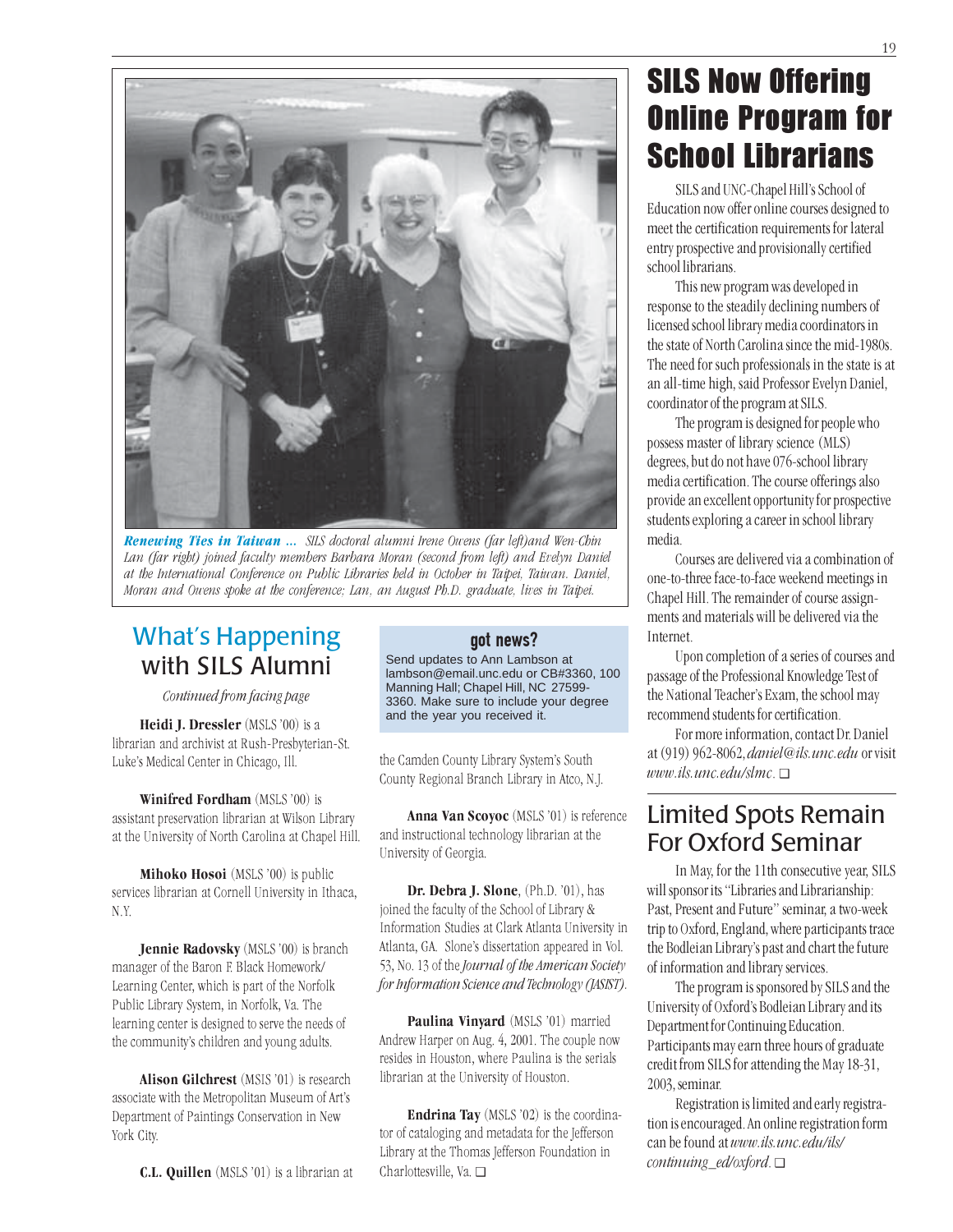*Renewing Ties in Taiwan ...* SILS doctoral alumni Irene Owens (far left)and Wen-Chin Lan (far right) joined faculty members Barbara Moran (second from left) and Evelyn Daniel at the International Conference on Public Libraries held in October in Taipei, Taiwan. Daniel, Moran and Owens spoke at the conference; Lan, an August Ph.D. graduate, lives in Taipei.

## What's Happening with SILS Alumni

*Continued from facing page*

**Heidi J. Dressler** (MSLS '00) is a librarian and archivist at Rush-Presbyterian-St. Luke's Medical Center in Chicago, Ill.

**Winifred Fordham** (MSLS '00) is assistant preservation librarian at Wilson Library at the University of North Carolina at Chapel Hill.

**Mihoko Hosoi** (MSLS '00) is public services librarian at Cornell University in Ithaca, N.Y.

**Jennie Radovsky** (MSLS '00) is branch manager of the Baron F. Black Homework/Learning Center, which is part of the Norfolk Public Library System, in Norfolk, Va. The learning center is designed to serve the needs of the community's children and young adults.

**Alison Gilchrest** (MSIS '01) is research associate with the Metropolitan Museum of Art's Department of Paintings Conservation in New York City.

**C.L. Quillen** (MSLS '01) is a librarian at the Camden County Library System's South County Regional Branch Library in Atco, N.J.

**Anna Van Scoyoc** (MSLS '01) is reference and instructional technology librarian at the University of Georgia.

**Dr. Debra J. Slone**, (Ph.D. '01), has joined the faculty of the School of Library & Information Studies at Clark Atlanta University in Atlanta, GA. Slone's dissertation appeared in Vol. 53, No. 13 of the *Journal of the American Society for Information Science and Technology (JASIST)*.

**Paulina Vinyard** (MSLS '01) married Andrew Harper on Aug. 4, 2001. The couple now resides in Houston, where Paulina is the serials librarian at the University of Houston.

**Endrina Tay** (MSLS '02) is the coordinator of cataloging and metadata for the Jefferson Library at the Thomas Jefferson Foundation in Charlottesville, Va. ❑

### got news?

Send updates to Ann Lambson at lambson@email.unc.edu or CB#3360, 100 Manning Hall; Chapel Hill, NC 27599-3360. Make sure to include your degree and the year you received it.

## SILS Now Offering Online Program for School Librarians

SILS and UNC-Chapel Hill's School of Education now offer online courses designed to meet the certification requirements for lateral entry prospective and provisionally certified school librarians.

This new program was developed in response to the steadily declining numbers of licensed school library media coordinators in the state of North Carolina since the mid-1980s. The need for such professionals in the state is at an all-time high, said Professor Evelyn Daniel, coordinator of the program at SILS.

The program is designed for people who possess master of library science (MLS) degrees, but do not have 076-school library media certification. The course offerings also provide an excellent opportunity for prospective students exploring a career in school library media.

Courses are delivered via a combination of one-to-three face-to-face weekend meetings in Chapel Hill. The remainder of course assignments and materials will be delivered via the Internet.

Upon completion of a series of courses and passage of the Professional Knowledge Test of the National Teacher's Exam, the school may recommend students for certification.

For more information, contact Dr. Daniel at (919) 962-8062, *daniel@ils.unc.edu* or visit *www.ils.unc.edu/slmc*. ❑

## Limited Spots Remain For Oxford Seminar

In May, for the 11th consecutive year, SILS will sponsor its "Libraries and Librarianship: Past, Present and Future" seminar, a two-week trip to Oxford, England, where participants trace the Bodleian Library's past and chart the future of information and library services.

The program is sponsored by SILS and the University of Oxford's Bodleian Library and its Department for Continuing Education. Participants may earn three hours of graduate credit from SILS for attending the May 18-31, 2003, seminar.

Registration is limited and early registration is encouraged. An online registration form can be found at *www.ils.unc.edu/ils/continuing_ed/oxford*. ❑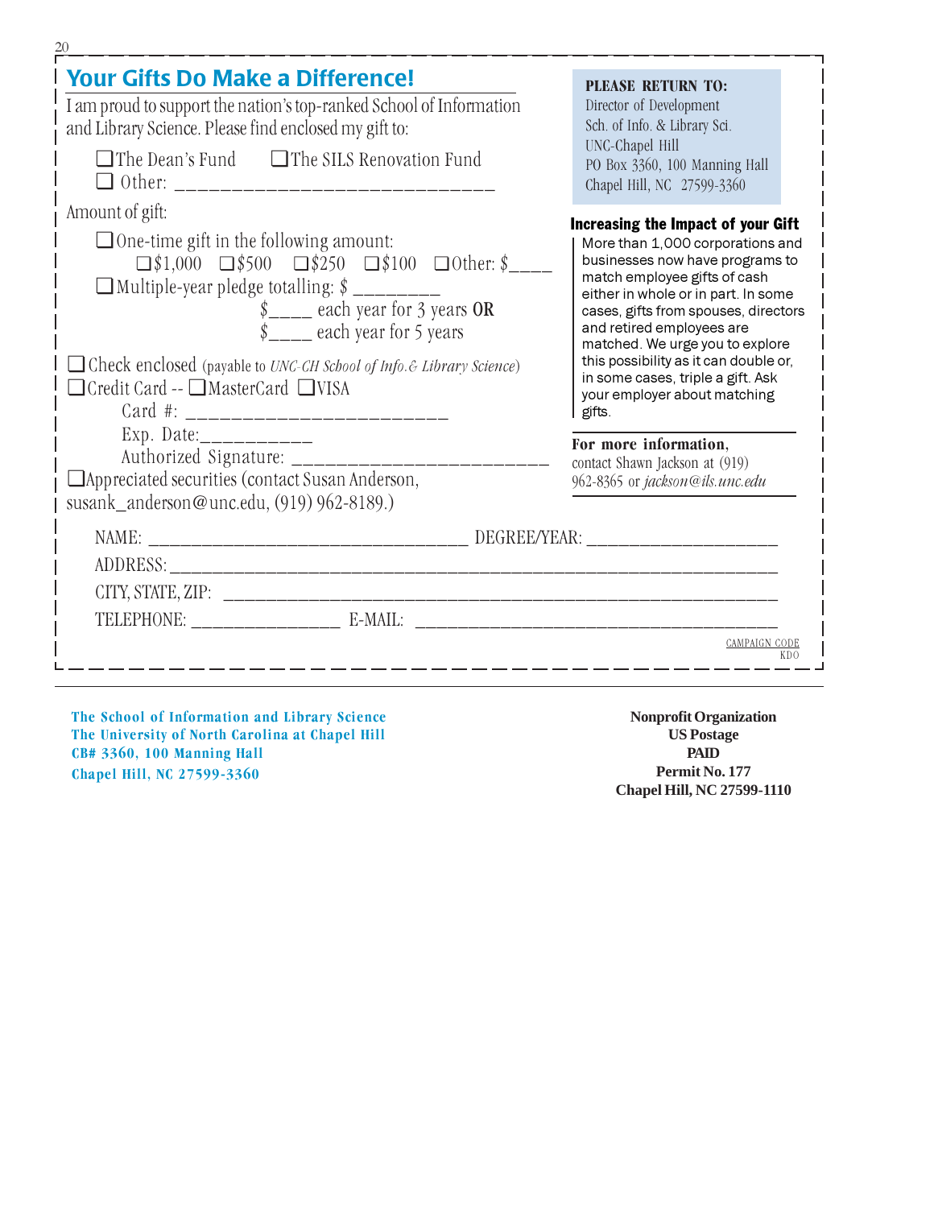## Your Gifts Do Make a Difference!

I am proud to support the nation's top-ranked School of Information and Library Science. Please find enclosed my gift to:

❑The Dean's Fund ❑The SILS Renovation Fund
❑ Other: ____________________________

Amount of gift:

❑One-time gift in the following amount:
❑$1,000 ❑$500 ❑$250 ❑$100 ❑Other: $____
❑Multiple-year pledge totalling: $ ________
$____ each year for 3 years **OR**
$____ each year for 5 years

❑Check enclosed (payable to *UNC-CH School of Info.& Library Science*)
❑Credit Card -- ❑MasterCard ❑VISA
Card #: ________________________
Exp. Date:__________
Authorized Signature: ________________________
❑Appreciated securities (contact Susan Anderson, susank_anderson@unc.edu, (919) 962-8189.)

NAME: ________________________________ DEGREE/YEAR: ____________________
ADDRESS: ____________________________________________________________
CITY, STATE, ZIP: _______________________________________________________
TELEPHONE: ________________ E-MAIL: ___________________________________

CAMPAIGN CODE
KDO

**PLEASE RETURN TO:**
Director of Development
Sch. of Info. & Library Sci.
UNC-Chapel Hill
PO Box 3360, 100 Manning Hall
Chapel Hill, NC 27599-3360

### Increasing the Impact of your Gift

More than 1,000 corporations and businesses now have programs to match employee gifts of cash either in whole or in part. In some cases, gifts from spouses, directors and retired employees are matched. We urge you to explore this possibility as it can double or, in some cases, triple a gift. Ask your employer about matching gifts.

**For more information,** contact Shawn Jackson at (919) 962-8365 or *jackson@ils.unc.edu*

**The School of Information and Library Science**
**The University of North Carolina at Chapel Hill**
**CB# 3360, 100 Manning Hall**
**Chapel Hill, NC 27599-3360**

**Nonprofit Organization**
**US Postage**
**PAID**
**Permit No. 177**
**Chapel Hill, NC 27599-1110**